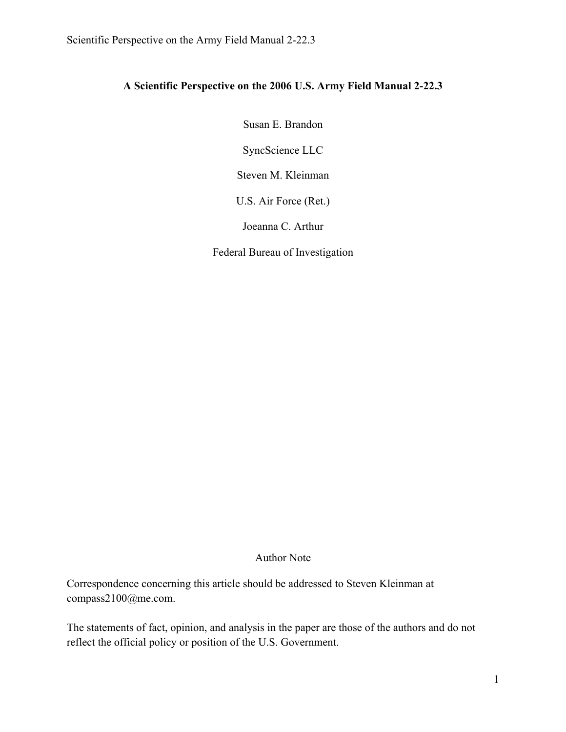# A Scientific Perspective on the 2006 U.S. Army Field Manual 2-22.3

Susan E. Brandon

SyncScience LLC

Steven M. Kleinman

U.S. Air Force (Ret.)

Joeanna C. Arthur

Federal Bureau of Investigation

## Author Note

Correspondence concerning this article should be addressed to Steven Kleinman at compass2100@me.com.

The statements of fact, opinion, and analysis in the paper are those of the authors and do not reflect the official policy or position of the U.S. Government.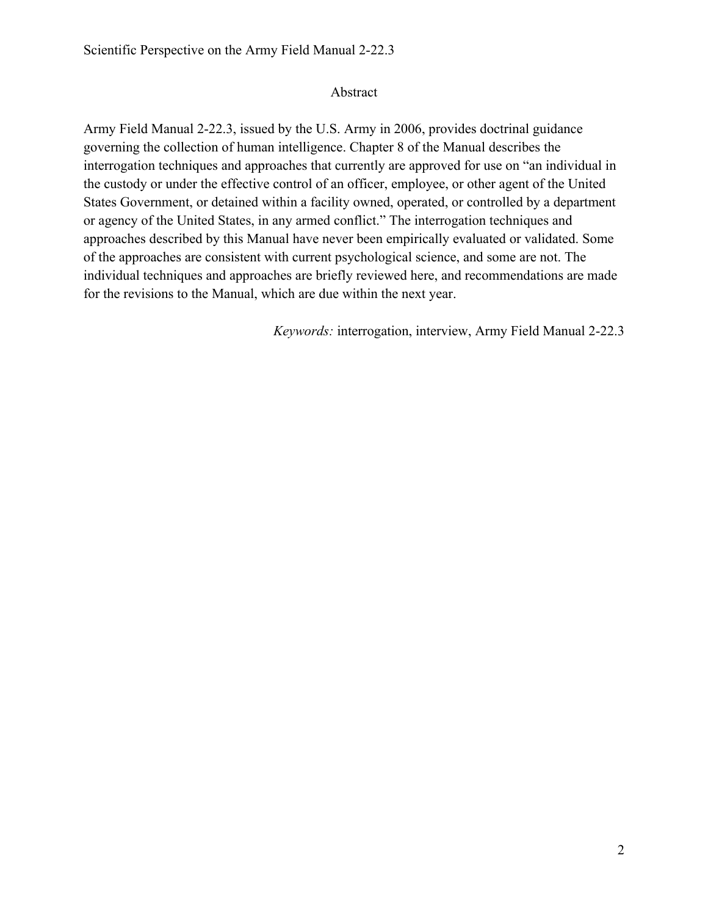## Abstract

Army Field Manual 2-22.3, issued by the U.S. Army in 2006, provides doctrinal guidance governing the collection of human intelligence. Chapter 8 of the Manual describes the interrogation techniques and approaches that currently are approved for use on "an individual in the custody or under the effective control of an officer, employee, or other agent of the United States Government, or detained within a facility owned, operated, or controlled by a department or agency of the United States, in any armed conflict." The interrogation techniques and approaches described by this Manual have never been empirically evaluated or validated. Some of the approaches are consistent with current psychological science, and some are not. The individual techniques and approaches are briefly reviewed here, and recommendations are made for the revisions to the Manual, which are due within the next year.

*Keywords:* interrogation, interview, Army Field Manual 2-22.3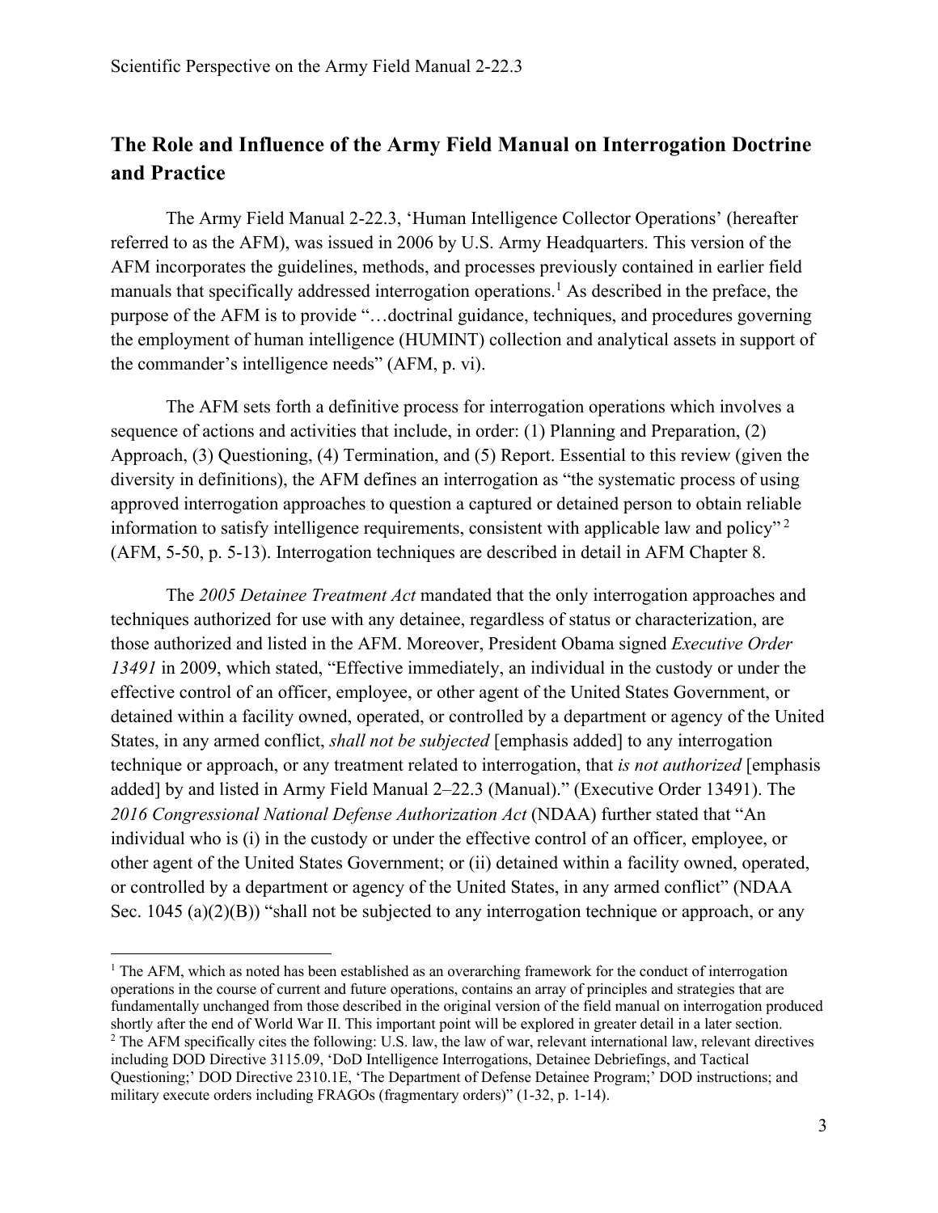## The Role and Influence of the Army Field Manual on Interrogation Doctrine and Practice

The Army Field Manual 2-22.3, 'Human Intelligence Collector Operations' (hereafter referred to as the AFM), was issued in 2006 by U.S. Army Headquarters. This version of the AFM incorporates the guidelines, methods, and processes previously contained in earlier field manuals that specifically addressed interrogation operations.[1] As described in the preface, the purpose of the AFM is to provide "…doctrinal guidance, techniques, and procedures governing the employment of human intelligence (HUMINT) collection and analytical assets in support of the commander's intelligence needs" (AFM, p. vi).

The AFM sets forth a definitive process for interrogation operations which involves a sequence of actions and activities that include, in order: (1) Planning and Preparation, (2) Approach, (3) Questioning, (4) Termination, and (5) Report. Essential to this review (given the diversity in definitions), the AFM defines an interrogation as "the systematic process of using approved interrogation approaches to question a captured or detained person to obtain reliable information to satisfy intelligence requirements, consistent with applicable law and policy"[2] (AFM, 5-50, p. 5-13). Interrogation techniques are described in detail in AFM Chapter 8.

The *2005 Detainee Treatment Act* mandated that the only interrogation approaches and techniques authorized for use with any detainee, regardless of status or characterization, are those authorized and listed in the AFM. Moreover, President Obama signed *Executive Order 13491* in 2009, which stated, "Effective immediately, an individual in the custody or under the effective control of an officer, employee, or other agent of the United States Government, or detained within a facility owned, operated, or controlled by a department or agency of the United States, in any armed conflict, *shall not be subjected* [emphasis added] to any interrogation technique or approach, or any treatment related to interrogation, that *is not authorized* [emphasis added] by and listed in Army Field Manual 2–22.3 (Manual)." (Executive Order 13491). The *2016 Congressional National Defense Authorization Act* (NDAA) further stated that "An individual who is (i) in the custody or under the effective control of an officer, employee, or other agent of the United States Government; or (ii) detained within a facility owned, operated, or controlled by a department or agency of the United States, in any armed conflict" (NDAA Sec. 1045 (a)(2)(B)) "shall not be subjected to any interrogation technique or approach, or any

---

[1] The AFM, which as noted has been established as an overarching framework for the conduct of interrogation operations in the course of current and future operations, contains an array of principles and strategies that are fundamentally unchanged from those described in the original version of the field manual on interrogation produced shortly after the end of World War II. This important point will be explored in greater detail in a later section.

[2] The AFM specifically cites the following: U.S. law, the law of war, relevant international law, relevant directives including DOD Directive 3115.09, 'DoD Intelligence Interrogations, Detainee Debriefings, and Tactical Questioning;' DOD Directive 2310.1E, 'The Department of Defense Detainee Program;' DOD instructions; and military execute orders including FRAGOs (fragmentary orders)" (1-32, p. 1-14).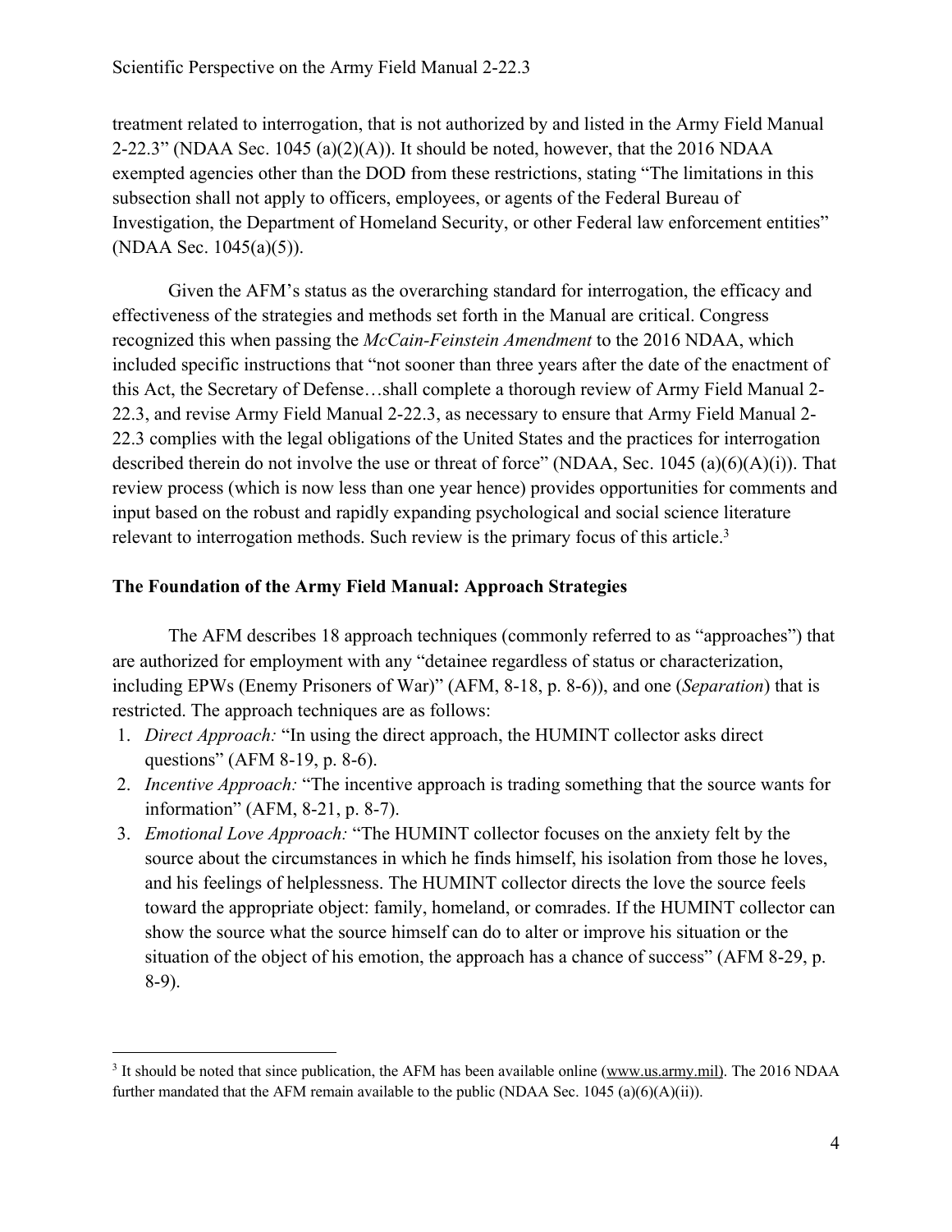treatment related to interrogation, that is not authorized by and listed in the Army Field Manual 2-22.3" (NDAA Sec. 1045 (a)(2)(A)). It should be noted, however, that the 2016 NDAA exempted agencies other than the DOD from these restrictions, stating "The limitations in this subsection shall not apply to officers, employees, or agents of the Federal Bureau of Investigation, the Department of Homeland Security, or other Federal law enforcement entities" (NDAA Sec. 1045(a)(5)).

Given the AFM's status as the overarching standard for interrogation, the efficacy and effectiveness of the strategies and methods set forth in the Manual are critical. Congress recognized this when passing the *McCain-Feinstein Amendment* to the 2016 NDAA, which included specific instructions that "not sooner than three years after the date of the enactment of this Act, the Secretary of Defense…shall complete a thorough review of Army Field Manual 2-22.3, and revise Army Field Manual 2-22.3, as necessary to ensure that Army Field Manual 2-22.3 complies with the legal obligations of the United States and the practices for interrogation described therein do not involve the use or threat of force" (NDAA, Sec. 1045 (a)(6)(A)(i)). That review process (which is now less than one year hence) provides opportunities for comments and input based on the robust and rapidly expanding psychological and social science literature relevant to interrogation methods. Such review is the primary focus of this article.[3]

## The Foundation of the Army Field Manual: Approach Strategies

The AFM describes 18 approach techniques (commonly referred to as "approaches") that are authorized for employment with any "detainee regardless of status or characterization, including EPWs (Enemy Prisoners of War)" (AFM, 8-18, p. 8-6)), and one (*Separation*) that is restricted. The approach techniques are as follows:

1. *Direct Approach:* "In using the direct approach, the HUMINT collector asks direct questions" (AFM 8-19, p. 8-6).
2. *Incentive Approach:* "The incentive approach is trading something that the source wants for information" (AFM, 8-21, p. 8-7).
3. *Emotional Love Approach:* "The HUMINT collector focuses on the anxiety felt by the source about the circumstances in which he finds himself, his isolation from those he loves, and his feelings of helplessness. The HUMINT collector directs the love the source feels toward the appropriate object: family, homeland, or comrades. If the HUMINT collector can show the source what the source himself can do to alter or improve his situation or the situation of the object of his emotion, the approach has a chance of success" (AFM 8-29, p. 8-9).

---

[3] It should be noted that since publication, the AFM has been available online (www.us.army.mil). The 2016 NDAA further mandated that the AFM remain available to the public (NDAA Sec. 1045 (a)(6)(A)(ii)).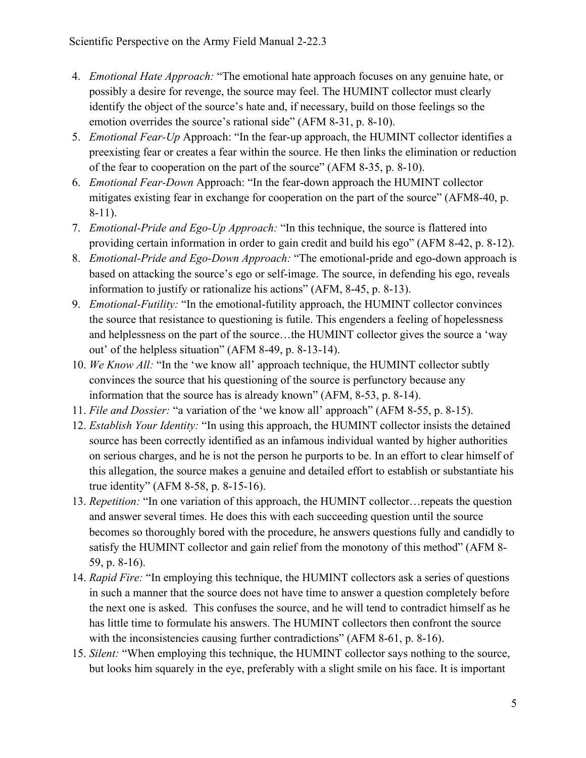4. *Emotional Hate Approach:* "The emotional hate approach focuses on any genuine hate, or possibly a desire for revenge, the source may feel. The HUMINT collector must clearly identify the object of the source's hate and, if necessary, build on those feelings so the emotion overrides the source's rational side" (AFM 8-31, p. 8-10).
5. *Emotional Fear-Up* Approach: "In the fear-up approach, the HUMINT collector identifies a preexisting fear or creates a fear within the source. He then links the elimination or reduction of the fear to cooperation on the part of the source" (AFM 8-35, p. 8-10).
6. *Emotional Fear-Down* Approach: "In the fear-down approach the HUMINT collector mitigates existing fear in exchange for cooperation on the part of the source" (AFM8-40, p. 8-11).
7. *Emotional-Pride and Ego-Up Approach:* "In this technique, the source is flattered into providing certain information in order to gain credit and build his ego" (AFM 8-42, p. 8-12).
8. *Emotional-Pride and Ego-Down Approach:* "The emotional-pride and ego-down approach is based on attacking the source's ego or self-image. The source, in defending his ego, reveals information to justify or rationalize his actions" (AFM, 8-45, p. 8-13).
9. *Emotional-Futility:* "In the emotional-futility approach, the HUMINT collector convinces the source that resistance to questioning is futile. This engenders a feeling of hopelessness and helplessness on the part of the source…the HUMINT collector gives the source a 'way out' of the helpless situation" (AFM 8-49, p. 8-13-14).
10. *We Know All:* "In the 'we know all' approach technique, the HUMINT collector subtly convinces the source that his questioning of the source is perfunctory because any information that the source has is already known" (AFM, 8-53, p. 8-14).
11. *File and Dossier:* "a variation of the 'we know all' approach" (AFM 8-55, p. 8-15).
12. *Establish Your Identity:* "In using this approach, the HUMINT collector insists the detained source has been correctly identified as an infamous individual wanted by higher authorities on serious charges, and he is not the person he purports to be. In an effort to clear himself of this allegation, the source makes a genuine and detailed effort to establish or substantiate his true identity" (AFM 8-58, p. 8-15-16).
13. *Repetition:* "In one variation of this approach, the HUMINT collector…repeats the question and answer several times. He does this with each succeeding question until the source becomes so thoroughly bored with the procedure, he answers questions fully and candidly to satisfy the HUMINT collector and gain relief from the monotony of this method" (AFM 8-59, p. 8-16).
14. *Rapid Fire:* "In employing this technique, the HUMINT collectors ask a series of questions in such a manner that the source does not have time to answer a question completely before the next one is asked. This confuses the source, and he will tend to contradict himself as he has little time to formulate his answers. The HUMINT collectors then confront the source with the inconsistencies causing further contradictions" (AFM 8-61, p. 8-16).
15. *Silent:* "When employing this technique, the HUMINT collector says nothing to the source, but looks him squarely in the eye, preferably with a slight smile on his face. It is important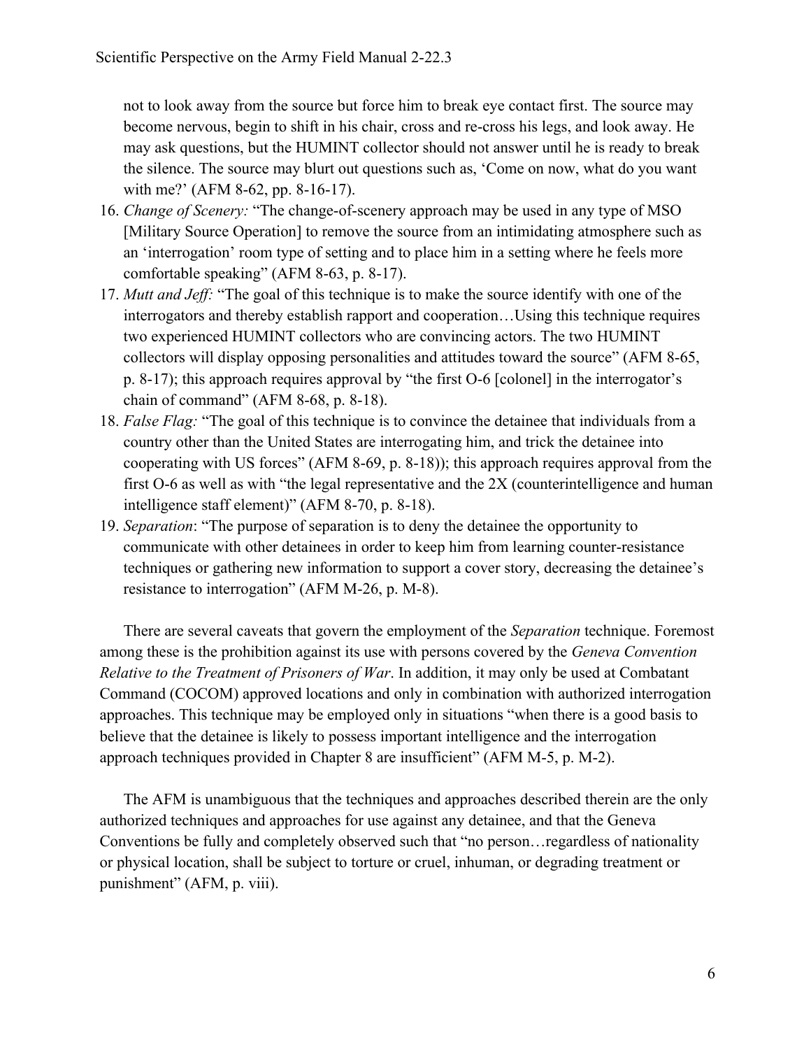not to look away from the source but force him to break eye contact first. The source may become nervous, begin to shift in his chair, cross and re-cross his legs, and look away. He may ask questions, but the HUMINT collector should not answer until he is ready to break the silence. The source may blurt out questions such as, 'Come on now, what do you want with me?' (AFM 8-62, pp. 8-16-17).

16. *Change of Scenery:* "The change-of-scenery approach may be used in any type of MSO [Military Source Operation] to remove the source from an intimidating atmosphere such as an 'interrogation' room type of setting and to place him in a setting where he feels more comfortable speaking" (AFM 8-63, p. 8-17).
17. *Mutt and Jeff:* "The goal of this technique is to make the source identify with one of the interrogators and thereby establish rapport and cooperation…Using this technique requires two experienced HUMINT collectors who are convincing actors. The two HUMINT collectors will display opposing personalities and attitudes toward the source" (AFM 8-65, p. 8-17); this approach requires approval by "the first O-6 [colonel] in the interrogator's chain of command" (AFM 8-68, p. 8-18).
18. *False Flag:* "The goal of this technique is to convince the detainee that individuals from a country other than the United States are interrogating him, and trick the detainee into cooperating with US forces" (AFM 8-69, p. 8-18)); this approach requires approval from the first O-6 as well as with "the legal representative and the 2X (counterintelligence and human intelligence staff element)" (AFM 8-70, p. 8-18).
19. *Separation*: "The purpose of separation is to deny the detainee the opportunity to communicate with other detainees in order to keep him from learning counter-resistance techniques or gathering new information to support a cover story, decreasing the detainee's resistance to interrogation" (AFM M-26, p. M-8).

There are several caveats that govern the employment of the *Separation* technique. Foremost among these is the prohibition against its use with persons covered by the *Geneva Convention Relative to the Treatment of Prisoners of War*. In addition, it may only be used at Combatant Command (COCOM) approved locations and only in combination with authorized interrogation approaches. This technique may be employed only in situations "when there is a good basis to believe that the detainee is likely to possess important intelligence and the interrogation approach techniques provided in Chapter 8 are insufficient" (AFM M-5, p. M-2).

The AFM is unambiguous that the techniques and approaches described therein are the only authorized techniques and approaches for use against any detainee, and that the Geneva Conventions be fully and completely observed such that "no person…regardless of nationality or physical location, shall be subject to torture or cruel, inhuman, or degrading treatment or punishment" (AFM, p. viii).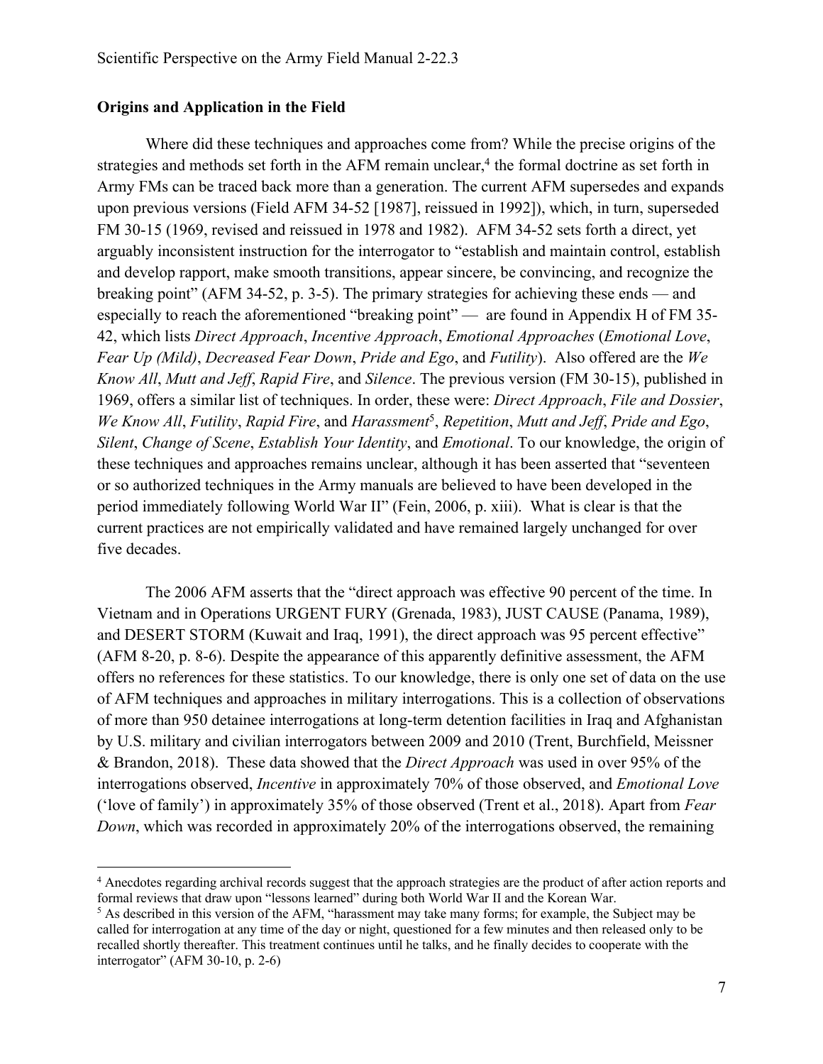## Origins and Application in the Field

Where did these techniques and approaches come from? While the precise origins of the strategies and methods set forth in the AFM remain unclear,[4] the formal doctrine as set forth in Army FMs can be traced back more than a generation. The current AFM supersedes and expands upon previous versions (Field AFM 34-52 [1987], reissued in 1992]), which, in turn, superseded FM 30-15 (1969, revised and reissued in 1978 and 1982). AFM 34-52 sets forth a direct, yet arguably inconsistent instruction for the interrogator to "establish and maintain control, establish and develop rapport, make smooth transitions, appear sincere, be convincing, and recognize the breaking point" (AFM 34-52, p. 3-5). The primary strategies for achieving these ends — and especially to reach the aforementioned "breaking point" — are found in Appendix H of FM 35-42, which lists *Direct Approach*, *Incentive Approach*, *Emotional Approaches* (*Emotional Love*, *Fear Up (Mild)*, *Decreased Fear Down*, *Pride and Ego*, and *Futility*). Also offered are the *We Know All*, *Mutt and Jeff*, *Rapid Fire*, and *Silence*. The previous version (FM 30-15), published in 1969, offers a similar list of techniques. In order, these were: *Direct Approach*, *File and Dossier*, *We Know All*, *Futility*, *Rapid Fire*, and *Harassment*[5], *Repetition*, *Mutt and Jeff*, *Pride and Ego*, *Silent*, *Change of Scene*, *Establish Your Identity*, and *Emotional*. To our knowledge, the origin of these techniques and approaches remains unclear, although it has been asserted that "seventeen or so authorized techniques in the Army manuals are believed to have been developed in the period immediately following World War II" (Fein, 2006, p. xiii). What is clear is that the current practices are not empirically validated and have remained largely unchanged for over five decades.

The 2006 AFM asserts that the "direct approach was effective 90 percent of the time. In Vietnam and in Operations URGENT FURY (Grenada, 1983), JUST CAUSE (Panama, 1989), and DESERT STORM (Kuwait and Iraq, 1991), the direct approach was 95 percent effective" (AFM 8-20, p. 8-6). Despite the appearance of this apparently definitive assessment, the AFM offers no references for these statistics. To our knowledge, there is only one set of data on the use of AFM techniques and approaches in military interrogations. This is a collection of observations of more than 950 detainee interrogations at long-term detention facilities in Iraq and Afghanistan by U.S. military and civilian interrogators between 2009 and 2010 (Trent, Burchfield, Meissner & Brandon, 2018). These data showed that the *Direct Approach* was used in over 95% of the interrogations observed, *Incentive* in approximately 70% of those observed, and *Emotional Love* ('love of family') in approximately 35% of those observed (Trent et al., 2018). Apart from *Fear Down*, which was recorded in approximately 20% of the interrogations observed, the remaining

---

[4] Anecdotes regarding archival records suggest that the approach strategies are the product of after action reports and formal reviews that draw upon "lessons learned" during both World War II and the Korean War.

[5] As described in this version of the AFM, "harassment may take many forms; for example, the Subject may be called for interrogation at any time of the day or night, questioned for a few minutes and then released only to be recalled shortly thereafter. This treatment continues until he talks, and he finally decides to cooperate with the interrogator" (AFM 30-10, p. 2-6)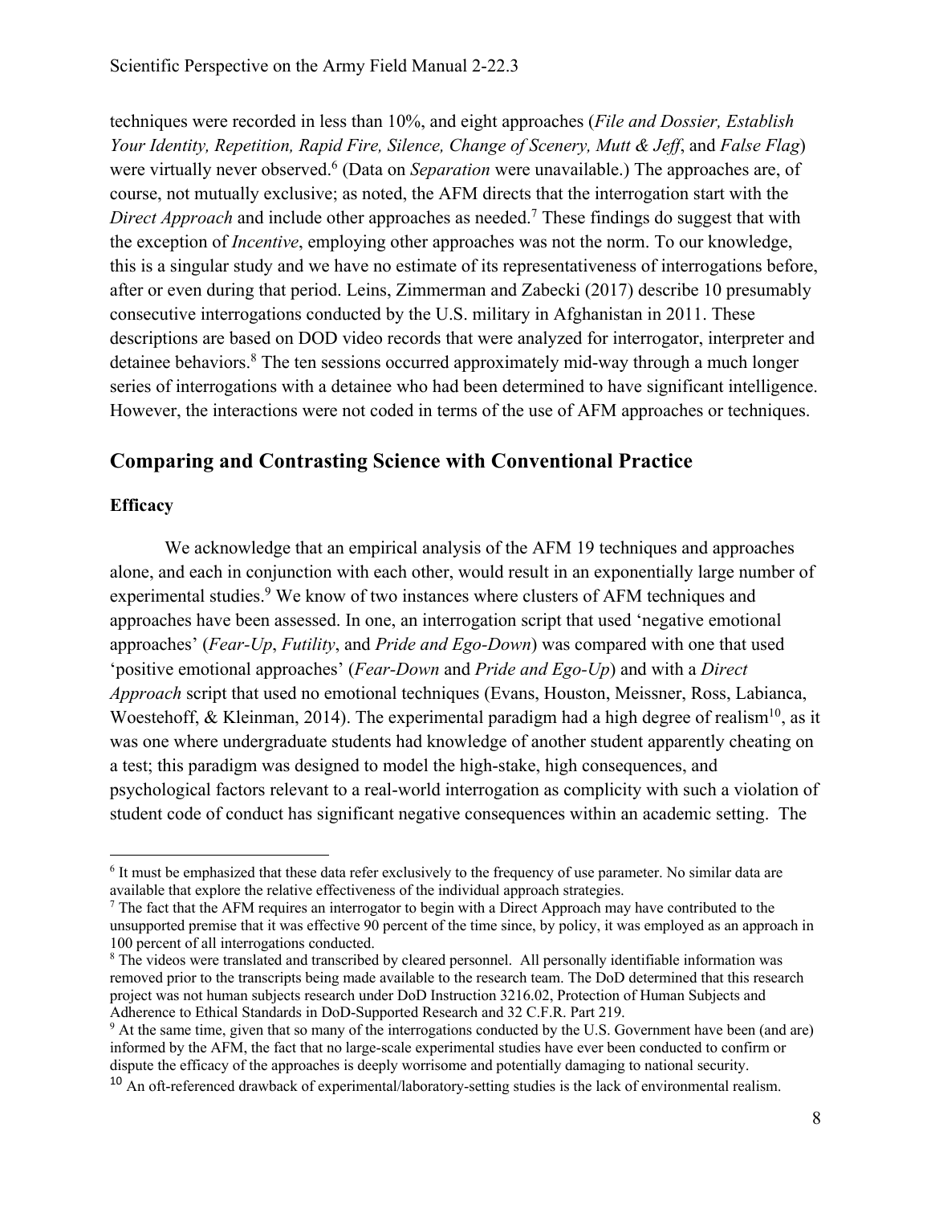techniques were recorded in less than 10%, and eight approaches (*File and Dossier, Establish Your Identity, Repetition, Rapid Fire, Silence, Change of Scenery, Mutt & Jeff*, and *False Flag*) were virtually never observed.[6] (Data on *Separation* were unavailable.) The approaches are, of course, not mutually exclusive; as noted, the AFM directs that the interrogation start with the *Direct Approach* and include other approaches as needed.[7] These findings do suggest that with the exception of *Incentive*, employing other approaches was not the norm. To our knowledge, this is a singular study and we have no estimate of its representativeness of interrogations before, after or even during that period. Leins, Zimmerman and Zabecki (2017) describe 10 presumably consecutive interrogations conducted by the U.S. military in Afghanistan in 2011. These descriptions are based on DOD video records that were analyzed for interrogator, interpreter and detainee behaviors.[8] The ten sessions occurred approximately mid-way through a much longer series of interrogations with a detainee who had been determined to have significant intelligence. However, the interactions were not coded in terms of the use of AFM approaches or techniques.

## Comparing and Contrasting Science with Conventional Practice

### Efficacy

We acknowledge that an empirical analysis of the AFM 19 techniques and approaches alone, and each in conjunction with each other, would result in an exponentially large number of experimental studies.[9] We know of two instances where clusters of AFM techniques and approaches have been assessed. In one, an interrogation script that used 'negative emotional approaches' (*Fear-Up*, *Futility*, and *Pride and Ego-Down*) was compared with one that used 'positive emotional approaches' (*Fear-Down* and *Pride and Ego-Up*) and with a *Direct Approach* script that used no emotional techniques (Evans, Houston, Meissner, Ross, Labianca, Woestehoff, & Kleinman, 2014). The experimental paradigm had a high degree of realism[10], as it was one where undergraduate students had knowledge of another student apparently cheating on a test; this paradigm was designed to model the high-stake, high consequences, and psychological factors relevant to a real-world interrogation as complicity with such a violation of student code of conduct has significant negative consequences within an academic setting. The

---

[6] It must be emphasized that these data refer exclusively to the frequency of use parameter. No similar data are available that explore the relative effectiveness of the individual approach strategies.

[7] The fact that the AFM requires an interrogator to begin with a Direct Approach may have contributed to the unsupported premise that it was effective 90 percent of the time since, by policy, it was employed as an approach in 100 percent of all interrogations conducted.

[8] The videos were translated and transcribed by cleared personnel. All personally identifiable information was removed prior to the transcripts being made available to the research team. The DoD determined that this research project was not human subjects research under DoD Instruction 3216.02, Protection of Human Subjects and Adherence to Ethical Standards in DoD-Supported Research and 32 C.F.R. Part 219.

[9] At the same time, given that so many of the interrogations conducted by the U.S. Government have been (and are) informed by the AFM, the fact that no large-scale experimental studies have ever been conducted to confirm or dispute the efficacy of the approaches is deeply worrisome and potentially damaging to national security.

[10] An oft-referenced drawback of experimental/laboratory-setting studies is the lack of environmental realism.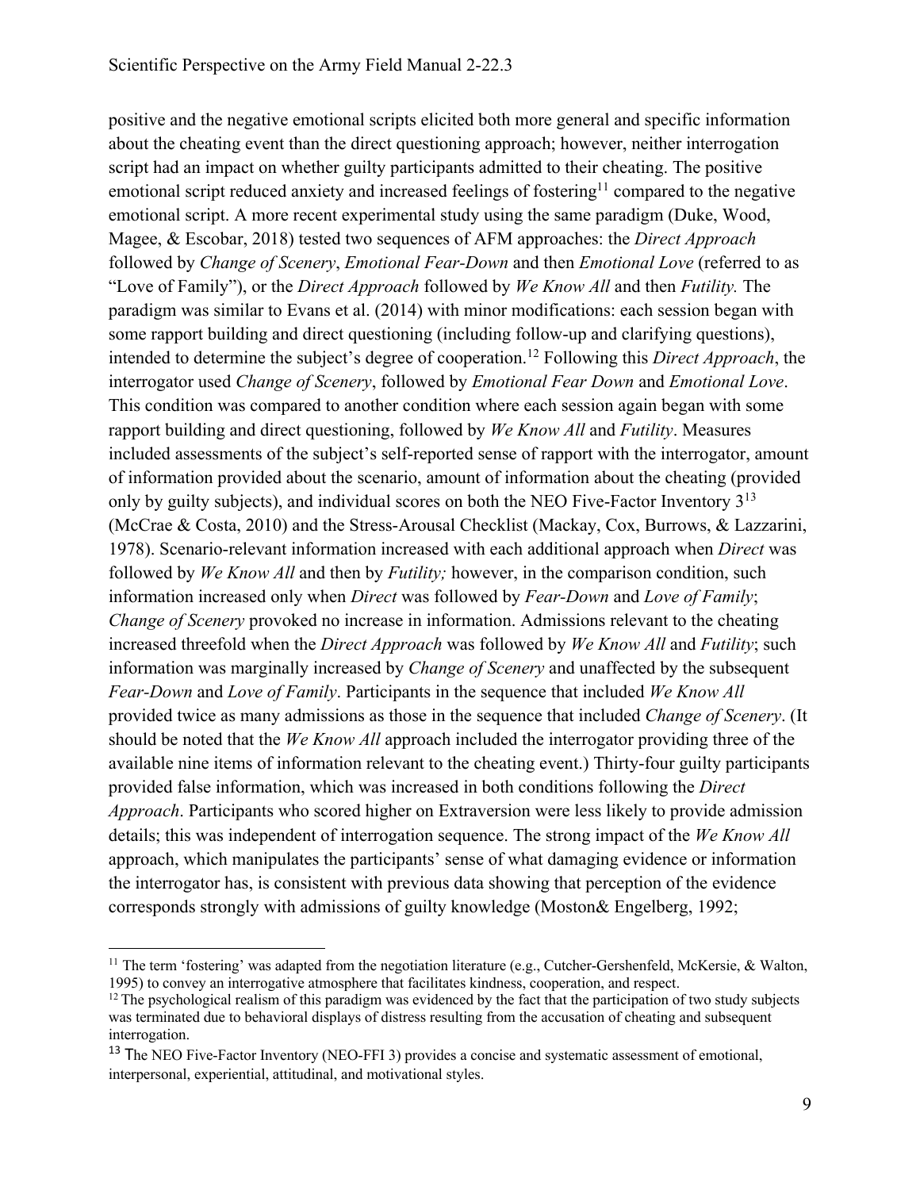positive and the negative emotional scripts elicited both more general and specific information about the cheating event than the direct questioning approach; however, neither interrogation script had an impact on whether guilty participants admitted to their cheating. The positive emotional script reduced anxiety and increased feelings of fostering[11] compared to the negative emotional script. A more recent experimental study using the same paradigm (Duke, Wood, Magee, & Escobar, 2018) tested two sequences of AFM approaches: the *Direct Approach* followed by *Change of Scenery*, *Emotional Fear-Down* and then *Emotional Love* (referred to as "Love of Family"), or the *Direct Approach* followed by *We Know All* and then *Futility.* The paradigm was similar to Evans et al. (2014) with minor modifications: each session began with some rapport building and direct questioning (including follow-up and clarifying questions), intended to determine the subject's degree of cooperation.[12] Following this *Direct Approach*, the interrogator used *Change of Scenery*, followed by *Emotional Fear Down* and *Emotional Love*. This condition was compared to another condition where each session again began with some rapport building and direct questioning, followed by *We Know All* and *Futility*. Measures included assessments of the subject's self-reported sense of rapport with the interrogator, amount of information provided about the scenario, amount of information about the cheating (provided only by guilty subjects), and individual scores on both the NEO Five-Factor Inventory 3[13] (McCrae & Costa, 2010) and the Stress-Arousal Checklist (Mackay, Cox, Burrows, & Lazzarini, 1978). Scenario-relevant information increased with each additional approach when *Direct* was followed by *We Know All* and then by *Futility;* however, in the comparison condition, such information increased only when *Direct* was followed by *Fear-Down* and *Love of Family*; *Change of Scenery* provoked no increase in information. Admissions relevant to the cheating increased threefold when the *Direct Approach* was followed by *We Know All* and *Futility*; such information was marginally increased by *Change of Scenery* and unaffected by the subsequent *Fear-Down* and *Love of Family*. Participants in the sequence that included *We Know All* provided twice as many admissions as those in the sequence that included *Change of Scenery*. (It should be noted that the *We Know All* approach included the interrogator providing three of the available nine items of information relevant to the cheating event.) Thirty-four guilty participants provided false information, which was increased in both conditions following the *Direct Approach*. Participants who scored higher on Extraversion were less likely to provide admission details; this was independent of interrogation sequence. The strong impact of the *We Know All* approach, which manipulates the participants' sense of what damaging evidence or information the interrogator has, is consistent with previous data showing that perception of the evidence corresponds strongly with admissions of guilty knowledge (Moston& Engelberg, 1992;

---

[11] The term 'fostering' was adapted from the negotiation literature (e.g., Cutcher-Gershenfeld, McKersie, & Walton, 1995) to convey an interrogative atmosphere that facilitates kindness, cooperation, and respect.

[12] The psychological realism of this paradigm was evidenced by the fact that the participation of two study subjects was terminated due to behavioral displays of distress resulting from the accusation of cheating and subsequent interrogation.

[13] The NEO Five-Factor Inventory (NEO-FFI 3) provides a concise and systematic assessment of emotional, interpersonal, experiential, attitudinal, and motivational styles.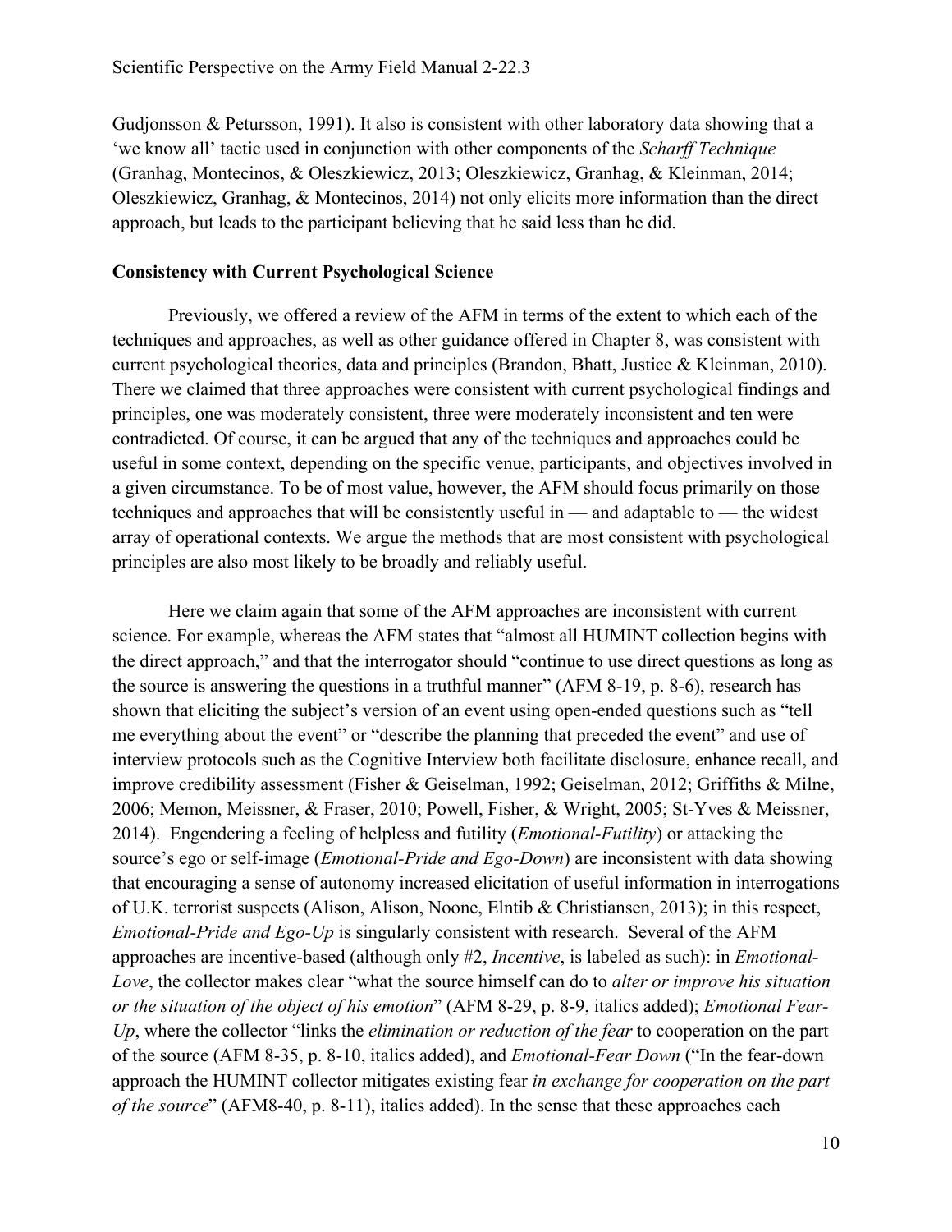Gudjonsson & Petursson, 1991). It also is consistent with other laboratory data showing that a 'we know all' tactic used in conjunction with other components of the *Scharff Technique* (Granhag, Montecinos, & Oleszkiewicz, 2013; Oleszkiewicz, Granhag, & Kleinman, 2014; Oleszkiewicz, Granhag, & Montecinos, 2014) not only elicits more information than the direct approach, but leads to the participant believing that he said less than he did.

**Consistency with Current Psychological Science**

Previously, we offered a review of the AFM in terms of the extent to which each of the techniques and approaches, as well as other guidance offered in Chapter 8, was consistent with current psychological theories, data and principles (Brandon, Bhatt, Justice & Kleinman, 2010). There we claimed that three approaches were consistent with current psychological findings and principles, one was moderately consistent, three were moderately inconsistent and ten were contradicted. Of course, it can be argued that any of the techniques and approaches could be useful in some context, depending on the specific venue, participants, and objectives involved in a given circumstance. To be of most value, however, the AFM should focus primarily on those techniques and approaches that will be consistently useful in — and adaptable to — the widest array of operational contexts. We argue the methods that are most consistent with psychological principles are also most likely to be broadly and reliably useful.

Here we claim again that some of the AFM approaches are inconsistent with current science. For example, whereas the AFM states that "almost all HUMINT collection begins with the direct approach," and that the interrogator should "continue to use direct questions as long as the source is answering the questions in a truthful manner" (AFM 8-19, p. 8-6), research has shown that eliciting the subject's version of an event using open-ended questions such as "tell me everything about the event" or "describe the planning that preceded the event" and use of interview protocols such as the Cognitive Interview both facilitate disclosure, enhance recall, and improve credibility assessment (Fisher & Geiselman, 1992; Geiselman, 2012; Griffiths & Milne, 2006; Memon, Meissner, & Fraser, 2010; Powell, Fisher, & Wright, 2005; St-Yves & Meissner, 2014). Engendering a feeling of helpless and futility (*Emotional-Futility*) or attacking the source's ego or self-image (*Emotional-Pride and Ego-Down*) are inconsistent with data showing that encouraging a sense of autonomy increased elicitation of useful information in interrogations of U.K. terrorist suspects (Alison, Alison, Noone, Elntib & Christiansen, 2013); in this respect, *Emotional-Pride and Ego-Up* is singularly consistent with research. Several of the AFM approaches are incentive-based (although only #2, *Incentive*, is labeled as such): in *Emotional-Love*, the collector makes clear "what the source himself can do to *alter or improve his situation or the situation of the object of his emotion*" (AFM 8-29, p. 8-9, italics added); *Emotional Fear-Up*, where the collector "links the *elimination or reduction of the fear* to cooperation on the part of the source (AFM 8-35, p. 8-10, italics added), and *Emotional-Fear Down* ("In the fear-down approach the HUMINT collector mitigates existing fear *in exchange for cooperation on the part of the source*" (AFM8-40, p. 8-11), italics added). In the sense that these approaches each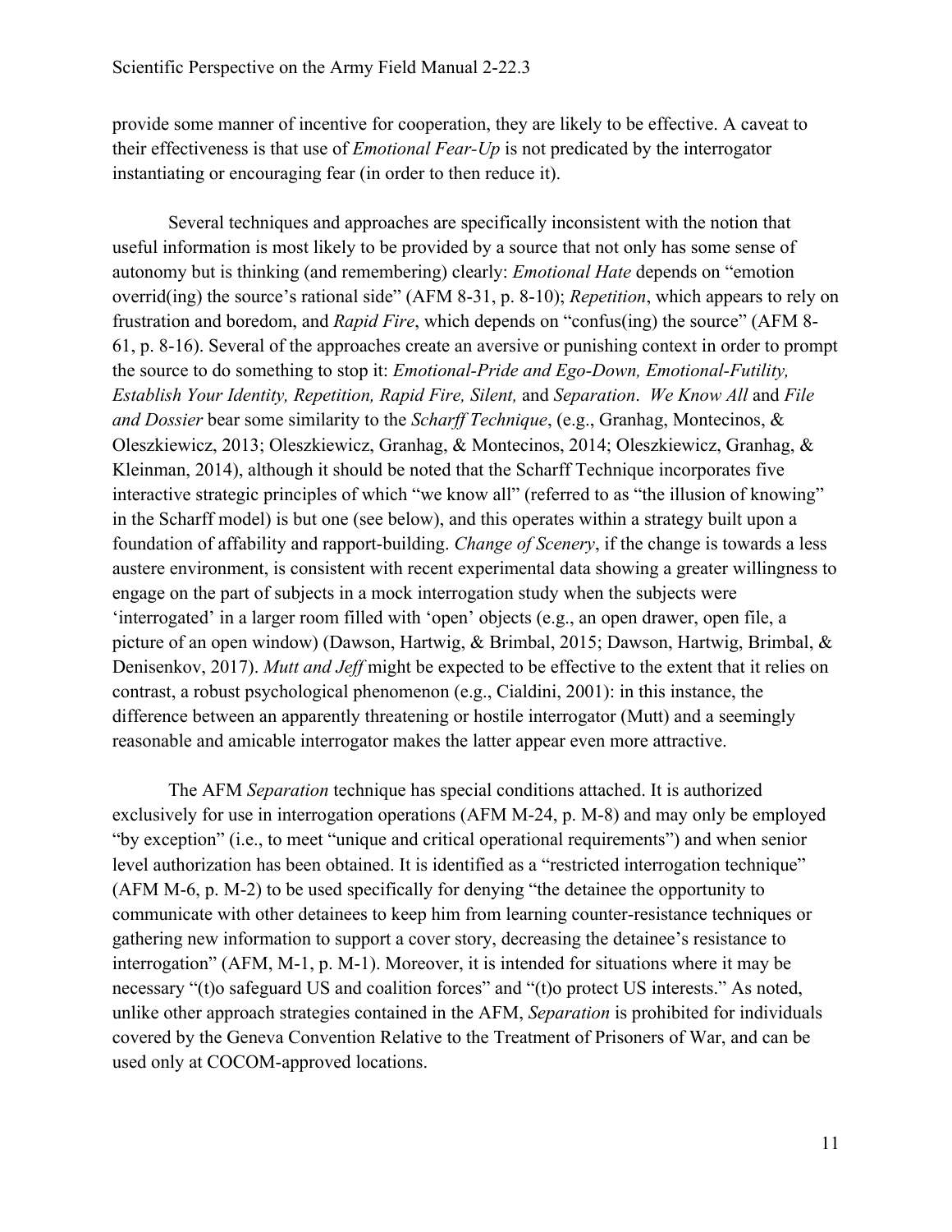provide some manner of incentive for cooperation, they are likely to be effective. A caveat to their effectiveness is that use of *Emotional Fear-Up* is not predicated by the interrogator instantiating or encouraging fear (in order to then reduce it).

Several techniques and approaches are specifically inconsistent with the notion that useful information is most likely to be provided by a source that not only has some sense of autonomy but is thinking (and remembering) clearly: *Emotional Hate* depends on "emotion overrid(ing) the source's rational side" (AFM 8-31, p. 8-10); *Repetition*, which appears to rely on frustration and boredom, and *Rapid Fire*, which depends on "confus(ing) the source" (AFM 8-61, p. 8-16). Several of the approaches create an aversive or punishing context in order to prompt the source to do something to stop it: *Emotional-Pride and Ego-Down, Emotional-Futility, Establish Your Identity, Repetition, Rapid Fire, Silent,* and *Separation*. *We Know All* and *File and Dossier* bear some similarity to the *Scharff Technique*, (e.g., Granhag, Montecinos, & Oleszkiewicz, 2013; Oleszkiewicz, Granhag, & Montecinos, 2014; Oleszkiewicz, Granhag, & Kleinman, 2014), although it should be noted that the Scharff Technique incorporates five interactive strategic principles of which "we know all" (referred to as "the illusion of knowing" in the Scharff model) is but one (see below), and this operates within a strategy built upon a foundation of affability and rapport-building. *Change of Scenery*, if the change is towards a less austere environment, is consistent with recent experimental data showing a greater willingness to engage on the part of subjects in a mock interrogation study when the subjects were 'interrogated' in a larger room filled with 'open' objects (e.g., an open drawer, open file, a picture of an open window) (Dawson, Hartwig, & Brimbal, 2015; Dawson, Hartwig, Brimbal, & Denisenkov, 2017). *Mutt and Jeff* might be expected to be effective to the extent that it relies on contrast, a robust psychological phenomenon (e.g., Cialdini, 2001): in this instance, the difference between an apparently threatening or hostile interrogator (Mutt) and a seemingly reasonable and amicable interrogator makes the latter appear even more attractive.

The AFM *Separation* technique has special conditions attached. It is authorized exclusively for use in interrogation operations (AFM M-24, p. M-8) and may only be employed "by exception" (i.e., to meet "unique and critical operational requirements") and when senior level authorization has been obtained. It is identified as a "restricted interrogation technique" (AFM M-6, p. M-2) to be used specifically for denying "the detainee the opportunity to communicate with other detainees to keep him from learning counter-resistance techniques or gathering new information to support a cover story, decreasing the detainee's resistance to interrogation" (AFM, M-1, p. M-1). Moreover, it is intended for situations where it may be necessary "(t)o safeguard US and coalition forces" and "(t)o protect US interests." As noted, unlike other approach strategies contained in the AFM, *Separation* is prohibited for individuals covered by the Geneva Convention Relative to the Treatment of Prisoners of War, and can be used only at COCOM-approved locations.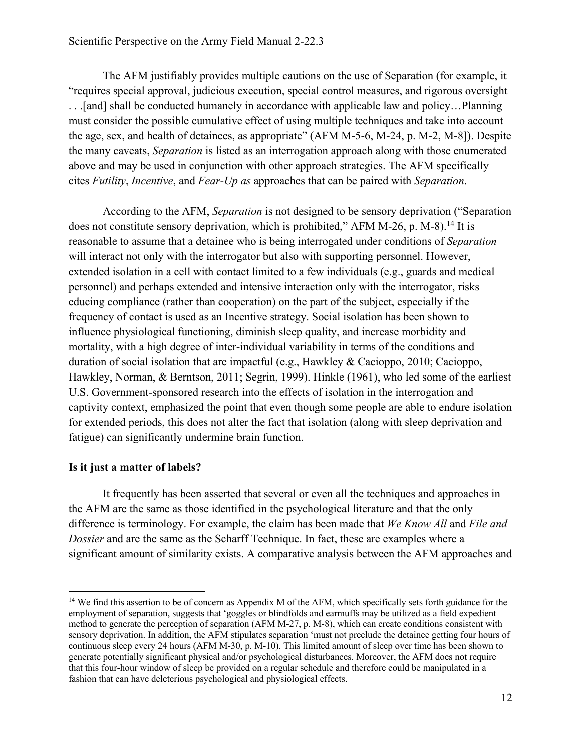The AFM justifiably provides multiple cautions on the use of Separation (for example, it "requires special approval, judicious execution, special control measures, and rigorous oversight . . .[and] shall be conducted humanely in accordance with applicable law and policy…Planning must consider the possible cumulative effect of using multiple techniques and take into account the age, sex, and health of detainees, as appropriate" (AFM M-5-6, M-24, p. M-2, M-8]). Despite the many caveats, *Separation* is listed as an interrogation approach along with those enumerated above and may be used in conjunction with other approach strategies. The AFM specifically cites *Futility*, *Incentive*, and *Fear-Up as* approaches that can be paired with *Separation*.

According to the AFM, *Separation* is not designed to be sensory deprivation ("Separation does not constitute sensory deprivation, which is prohibited," AFM M-26, p. M-8).[14] It is reasonable to assume that a detainee who is being interrogated under conditions of *Separation* will interact not only with the interrogator but also with supporting personnel. However, extended isolation in a cell with contact limited to a few individuals (e.g., guards and medical personnel) and perhaps extended and intensive interaction only with the interrogator, risks educing compliance (rather than cooperation) on the part of the subject, especially if the frequency of contact is used as an Incentive strategy. Social isolation has been shown to influence physiological functioning, diminish sleep quality, and increase morbidity and mortality, with a high degree of inter-individual variability in terms of the conditions and duration of social isolation that are impactful (e.g., Hawkley & Cacioppo, 2010; Cacioppo, Hawkley, Norman, & Berntson, 2011; Segrin, 1999). Hinkle (1961), who led some of the earliest U.S. Government-sponsored research into the effects of isolation in the interrogation and captivity context, emphasized the point that even though some people are able to endure isolation for extended periods, this does not alter the fact that isolation (along with sleep deprivation and fatigue) can significantly undermine brain function.

**Is it just a matter of labels?**

It frequently has been asserted that several or even all the techniques and approaches in the AFM are the same as those identified in the psychological literature and that the only difference is terminology. For example, the claim has been made that *We Know All* and *File and Dossier* and are the same as the Scharff Technique. In fact, these are examples where a significant amount of similarity exists. A comparative analysis between the AFM approaches and

[14] We find this assertion to be of concern as Appendix M of the AFM, which specifically sets forth guidance for the employment of separation, suggests that 'goggles or blindfolds and earmuffs may be utilized as a field expedient method to generate the perception of separation (AFM M-27, p. M-8), which can create conditions consistent with sensory deprivation. In addition, the AFM stipulates separation 'must not preclude the detainee getting four hours of continuous sleep every 24 hours (AFM M-30, p. M-10). This limited amount of sleep over time has been shown to generate potentially significant physical and/or psychological disturbances. Moreover, the AFM does not require that this four-hour window of sleep be provided on a regular schedule and therefore could be manipulated in a fashion that can have deleterious psychological and physiological effects.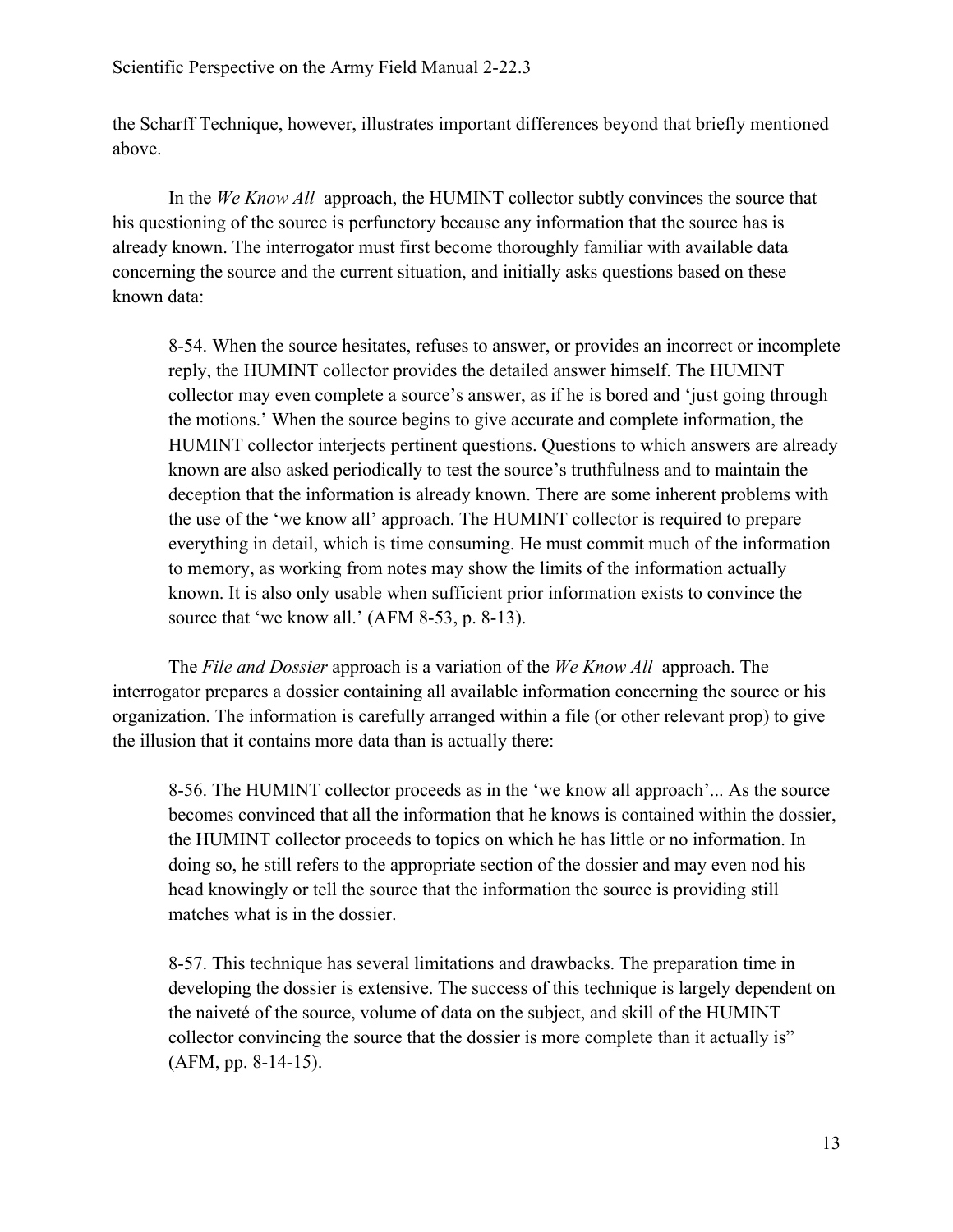the Scharff Technique, however, illustrates important differences beyond that briefly mentioned above.

In the *We Know All* approach, the HUMINT collector subtly convinces the source that his questioning of the source is perfunctory because any information that the source has is already known. The interrogator must first become thoroughly familiar with available data concerning the source and the current situation, and initially asks questions based on these known data:

> 8-54. When the source hesitates, refuses to answer, or provides an incorrect or incomplete reply, the HUMINT collector provides the detailed answer himself. The HUMINT collector may even complete a source's answer, as if he is bored and 'just going through the motions.' When the source begins to give accurate and complete information, the HUMINT collector interjects pertinent questions. Questions to which answers are already known are also asked periodically to test the source's truthfulness and to maintain the deception that the information is already known. There are some inherent problems with the use of the 'we know all' approach. The HUMINT collector is required to prepare everything in detail, which is time consuming. He must commit much of the information to memory, as working from notes may show the limits of the information actually known. It is also only usable when sufficient prior information exists to convince the source that 'we know all.' (AFM 8-53, p. 8-13).

The *File and Dossier* approach is a variation of the *We Know All* approach. The interrogator prepares a dossier containing all available information concerning the source or his organization. The information is carefully arranged within a file (or other relevant prop) to give the illusion that it contains more data than is actually there:

> 8-56. The HUMINT collector proceeds as in the 'we know all approach'... As the source becomes convinced that all the information that he knows is contained within the dossier, the HUMINT collector proceeds to topics on which he has little or no information. In doing so, he still refers to the appropriate section of the dossier and may even nod his head knowingly or tell the source that the information the source is providing still matches what is in the dossier.
>
> 8-57. This technique has several limitations and drawbacks. The preparation time in developing the dossier is extensive. The success of this technique is largely dependent on the naiveté of the source, volume of data on the subject, and skill of the HUMINT collector convincing the source that the dossier is more complete than it actually is" (AFM, pp. 8-14-15).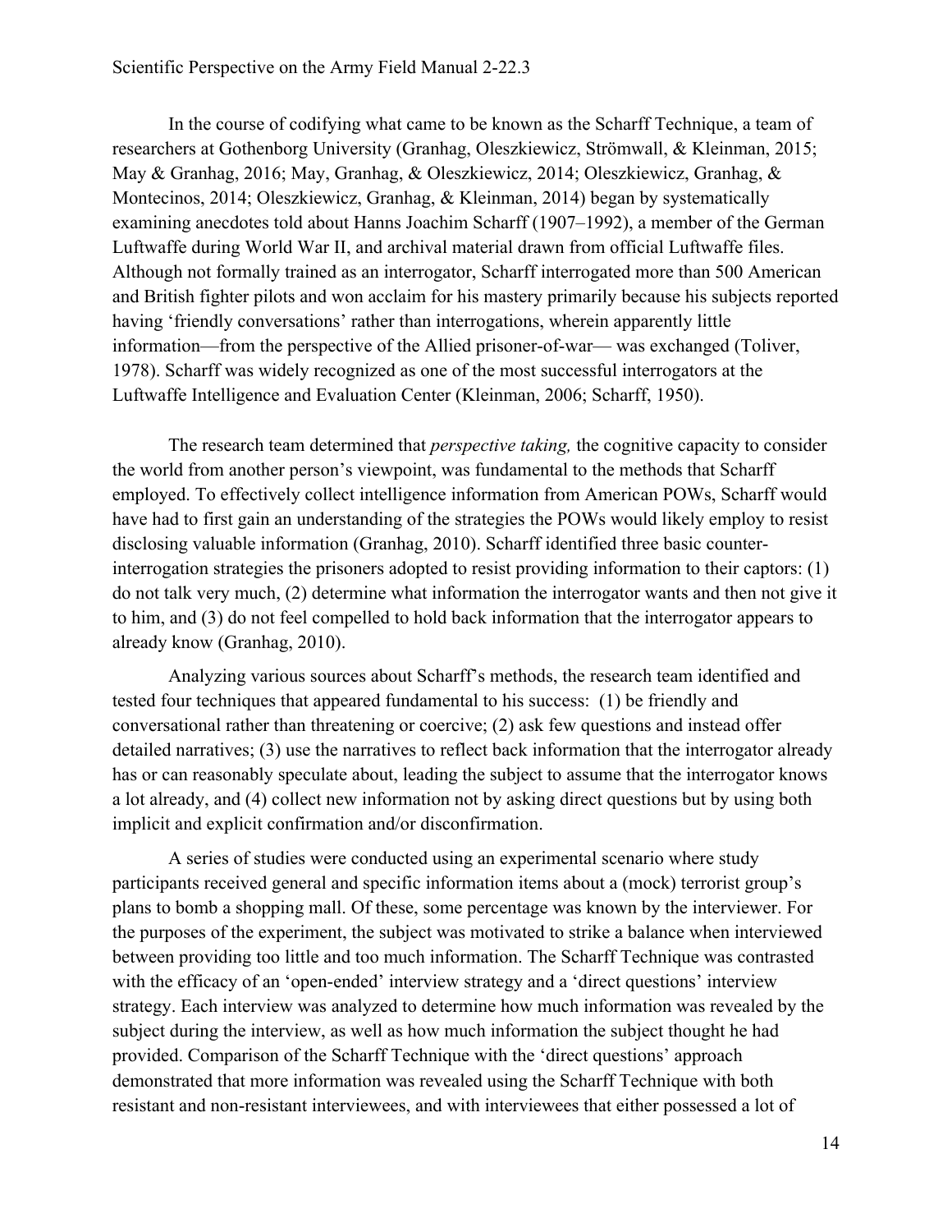In the course of codifying what came to be known as the Scharff Technique, a team of researchers at Gothenborg University (Granhag, Oleszkiewicz, Strömwall, & Kleinman, 2015; May & Granhag, 2016; May, Granhag, & Oleszkiewicz, 2014; Oleszkiewicz, Granhag, & Montecinos, 2014; Oleszkiewicz, Granhag, & Kleinman, 2014) began by systematically examining anecdotes told about Hanns Joachim Scharff (1907–1992), a member of the German Luftwaffe during World War II, and archival material drawn from official Luftwaffe files. Although not formally trained as an interrogator, Scharff interrogated more than 500 American and British fighter pilots and won acclaim for his mastery primarily because his subjects reported having 'friendly conversations' rather than interrogations, wherein apparently little information—from the perspective of the Allied prisoner-of-war— was exchanged (Toliver, 1978). Scharff was widely recognized as one of the most successful interrogators at the Luftwaffe Intelligence and Evaluation Center (Kleinman, 2006; Scharff, 1950).

The research team determined that *perspective taking,* the cognitive capacity to consider the world from another person's viewpoint, was fundamental to the methods that Scharff employed. To effectively collect intelligence information from American POWs, Scharff would have had to first gain an understanding of the strategies the POWs would likely employ to resist disclosing valuable information (Granhag, 2010). Scharff identified three basic counter-interrogation strategies the prisoners adopted to resist providing information to their captors: (1) do not talk very much, (2) determine what information the interrogator wants and then not give it to him, and (3) do not feel compelled to hold back information that the interrogator appears to already know (Granhag, 2010).

Analyzing various sources about Scharff's methods, the research team identified and tested four techniques that appeared fundamental to his success: (1) be friendly and conversational rather than threatening or coercive; (2) ask few questions and instead offer detailed narratives; (3) use the narratives to reflect back information that the interrogator already has or can reasonably speculate about, leading the subject to assume that the interrogator knows a lot already, and (4) collect new information not by asking direct questions but by using both implicit and explicit confirmation and/or disconfirmation.

A series of studies were conducted using an experimental scenario where study participants received general and specific information items about a (mock) terrorist group's plans to bomb a shopping mall. Of these, some percentage was known by the interviewer. For the purposes of the experiment, the subject was motivated to strike a balance when interviewed between providing too little and too much information. The Scharff Technique was contrasted with the efficacy of an 'open-ended' interview strategy and a 'direct questions' interview strategy. Each interview was analyzed to determine how much information was revealed by the subject during the interview, as well as how much information the subject thought he had provided. Comparison of the Scharff Technique with the 'direct questions' approach demonstrated that more information was revealed using the Scharff Technique with both resistant and non-resistant interviewees, and with interviewees that either possessed a lot of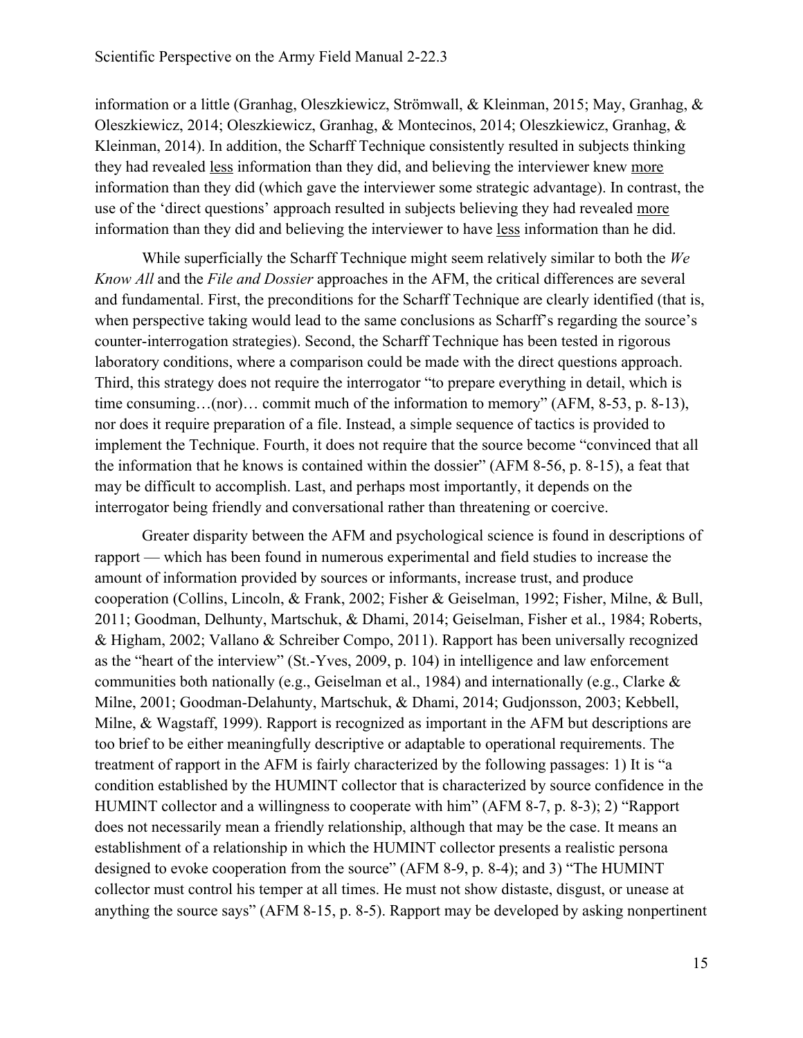information or a little (Granhag, Oleszkiewicz, Strömwall, & Kleinman, 2015; May, Granhag, & Oleszkiewicz, 2014; Oleszkiewicz, Granhag, & Montecinos, 2014; Oleszkiewicz, Granhag, & Kleinman, 2014). In addition, the Scharff Technique consistently resulted in subjects thinking they had revealed <u>less</u> information than they did, and believing the interviewer knew <u>more</u> information than they did (which gave the interviewer some strategic advantage). In contrast, the use of the 'direct questions' approach resulted in subjects believing they had revealed <u>more</u> information than they did and believing the interviewer to have <u>less</u> information than he did.

While superficially the Scharff Technique might seem relatively similar to both the *We Know All* and the *File and Dossier* approaches in the AFM, the critical differences are several and fundamental. First, the preconditions for the Scharff Technique are clearly identified (that is, when perspective taking would lead to the same conclusions as Scharff's regarding the source's counter-interrogation strategies). Second, the Scharff Technique has been tested in rigorous laboratory conditions, where a comparison could be made with the direct questions approach. Third, this strategy does not require the interrogator "to prepare everything in detail, which is time consuming…(nor)… commit much of the information to memory" (AFM, 8-53, p. 8-13), nor does it require preparation of a file. Instead, a simple sequence of tactics is provided to implement the Technique. Fourth, it does not require that the source become "convinced that all the information that he knows is contained within the dossier" (AFM 8-56, p. 8-15), a feat that may be difficult to accomplish. Last, and perhaps most importantly, it depends on the interrogator being friendly and conversational rather than threatening or coercive.

Greater disparity between the AFM and psychological science is found in descriptions of rapport — which has been found in numerous experimental and field studies to increase the amount of information provided by sources or informants, increase trust, and produce cooperation (Collins, Lincoln, & Frank, 2002; Fisher & Geiselman, 1992; Fisher, Milne, & Bull, 2011; Goodman, Delhunty, Martschuk, & Dhami, 2014; Geiselman, Fisher et al., 1984; Roberts, & Higham, 2002; Vallano & Schreiber Compo, 2011). Rapport has been universally recognized as the "heart of the interview" (St.-Yves, 2009, p. 104) in intelligence and law enforcement communities both nationally (e.g., Geiselman et al., 1984) and internationally (e.g., Clarke & Milne, 2001; Goodman-Delahunty, Martschuk, & Dhami, 2014; Gudjonsson, 2003; Kebbell, Milne, & Wagstaff, 1999). Rapport is recognized as important in the AFM but descriptions are too brief to be either meaningfully descriptive or adaptable to operational requirements. The treatment of rapport in the AFM is fairly characterized by the following passages: 1) It is "a condition established by the HUMINT collector that is characterized by source confidence in the HUMINT collector and a willingness to cooperate with him" (AFM 8-7, p. 8-3); 2) "Rapport does not necessarily mean a friendly relationship, although that may be the case. It means an establishment of a relationship in which the HUMINT collector presents a realistic persona designed to evoke cooperation from the source" (AFM 8-9, p. 8-4); and 3) "The HUMINT collector must control his temper at all times. He must not show distaste, disgust, or unease at anything the source says" (AFM 8-15, p. 8-5). Rapport may be developed by asking nonpertinent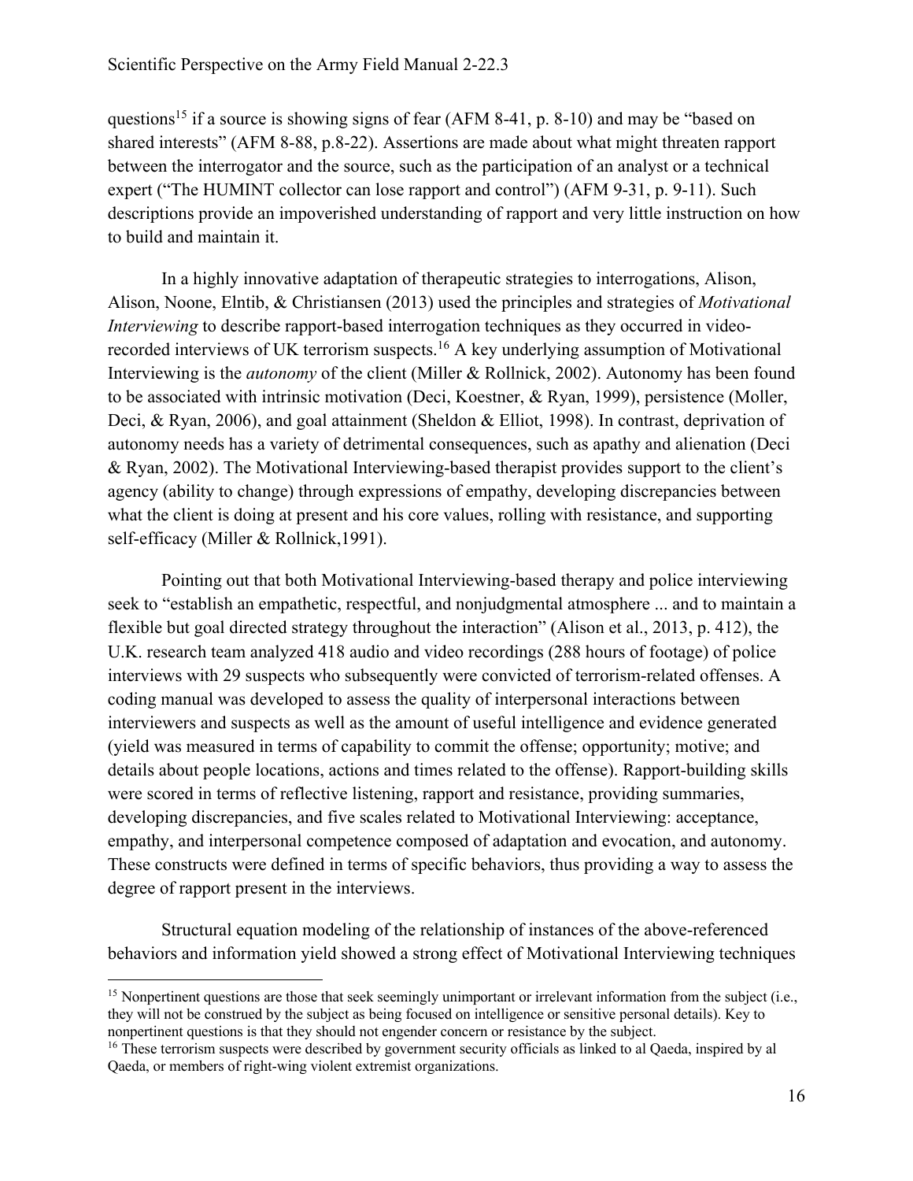questions[15] if a source is showing signs of fear (AFM 8-41, p. 8-10) and may be "based on shared interests" (AFM 8-88, p.8-22). Assertions are made about what might threaten rapport between the interrogator and the source, such as the participation of an analyst or a technical expert ("The HUMINT collector can lose rapport and control") (AFM 9-31, p. 9-11). Such descriptions provide an impoverished understanding of rapport and very little instruction on how to build and maintain it.

In a highly innovative adaptation of therapeutic strategies to interrogations, Alison, Alison, Noone, Elntib, & Christiansen (2013) used the principles and strategies of *Motivational Interviewing* to describe rapport-based interrogation techniques as they occurred in video-recorded interviews of UK terrorism suspects.[16] A key underlying assumption of Motivational Interviewing is the *autonomy* of the client (Miller & Rollnick, 2002). Autonomy has been found to be associated with intrinsic motivation (Deci, Koestner, & Ryan, 1999), persistence (Moller, Deci, & Ryan, 2006), and goal attainment (Sheldon & Elliot, 1998). In contrast, deprivation of autonomy needs has a variety of detrimental consequences, such as apathy and alienation (Deci & Ryan, 2002). The Motivational Interviewing-based therapist provides support to the client's agency (ability to change) through expressions of empathy, developing discrepancies between what the client is doing at present and his core values, rolling with resistance, and supporting self-efficacy (Miller & Rollnick,1991).

Pointing out that both Motivational Interviewing-based therapy and police interviewing seek to "establish an empathetic, respectful, and nonjudgmental atmosphere ... and to maintain a flexible but goal directed strategy throughout the interaction" (Alison et al., 2013, p. 412), the U.K. research team analyzed 418 audio and video recordings (288 hours of footage) of police interviews with 29 suspects who subsequently were convicted of terrorism-related offenses. A coding manual was developed to assess the quality of interpersonal interactions between interviewers and suspects as well as the amount of useful intelligence and evidence generated (yield was measured in terms of capability to commit the offense; opportunity; motive; and details about people locations, actions and times related to the offense). Rapport-building skills were scored in terms of reflective listening, rapport and resistance, providing summaries, developing discrepancies, and five scales related to Motivational Interviewing: acceptance, empathy, and interpersonal competence composed of adaptation and evocation, and autonomy. These constructs were defined in terms of specific behaviors, thus providing a way to assess the degree of rapport present in the interviews.

Structural equation modeling of the relationship of instances of the above-referenced behaviors and information yield showed a strong effect of Motivational Interviewing techniques

---

[15] Nonpertinent questions are those that seek seemingly unimportant or irrelevant information from the subject (i.e., they will not be construed by the subject as being focused on intelligence or sensitive personal details). Key to nonpertinent questions is that they should not engender concern or resistance by the subject.

[16] These terrorism suspects were described by government security officials as linked to al Qaeda, inspired by al Qaeda, or members of right-wing violent extremist organizations.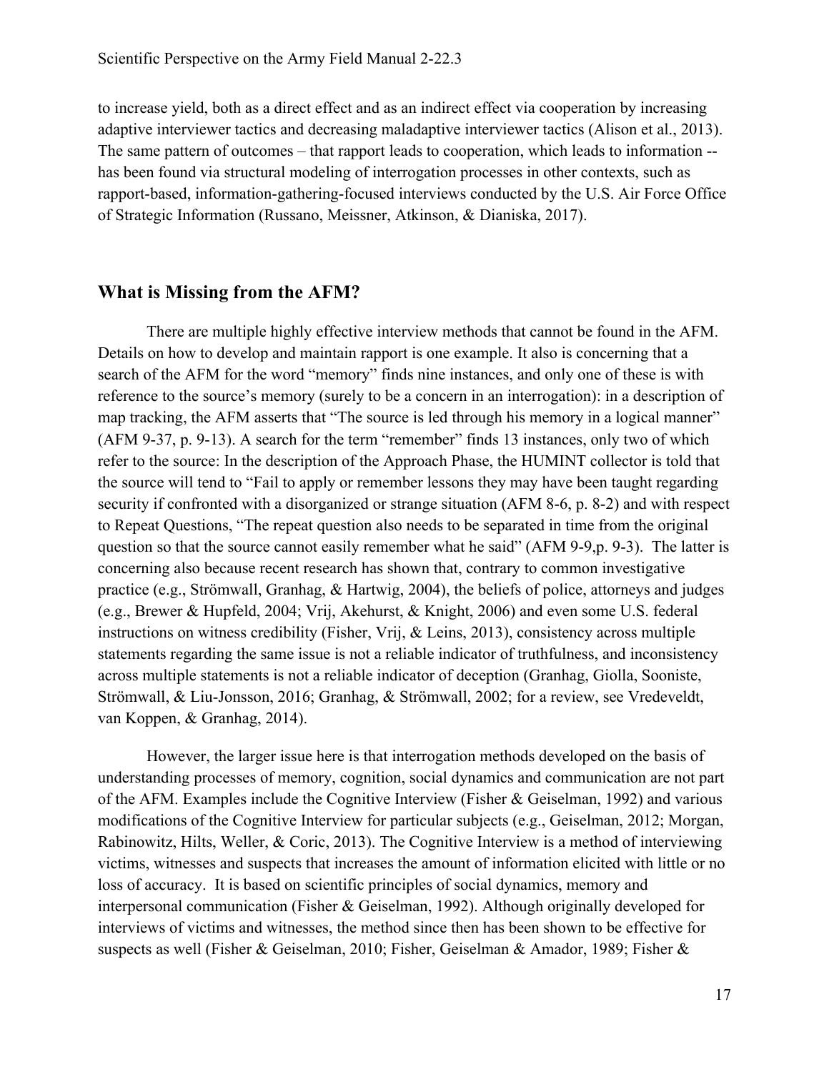to increase yield, both as a direct effect and as an indirect effect via cooperation by increasing adaptive interviewer tactics and decreasing maladaptive interviewer tactics (Alison et al., 2013). The same pattern of outcomes – that rapport leads to cooperation, which leads to information -- has been found via structural modeling of interrogation processes in other contexts, such as rapport-based, information-gathering-focused interviews conducted by the U.S. Air Force Office of Strategic Information (Russano, Meissner, Atkinson, & Dianiska, 2017).

## What is Missing from the AFM?

There are multiple highly effective interview methods that cannot be found in the AFM. Details on how to develop and maintain rapport is one example. It also is concerning that a search of the AFM for the word "memory" finds nine instances, and only one of these is with reference to the source's memory (surely to be a concern in an interrogation): in a description of map tracking, the AFM asserts that "The source is led through his memory in a logical manner" (AFM 9-37, p. 9-13). A search for the term "remember" finds 13 instances, only two of which refer to the source: In the description of the Approach Phase, the HUMINT collector is told that the source will tend to "Fail to apply or remember lessons they may have been taught regarding security if confronted with a disorganized or strange situation (AFM 8-6, p. 8-2) and with respect to Repeat Questions, "The repeat question also needs to be separated in time from the original question so that the source cannot easily remember what he said" (AFM 9-9,p. 9-3). The latter is concerning also because recent research has shown that, contrary to common investigative practice (e.g., Strömwall, Granhag, & Hartwig, 2004), the beliefs of police, attorneys and judges (e.g., Brewer & Hupfeld, 2004; Vrij, Akehurst, & Knight, 2006) and even some U.S. federal instructions on witness credibility (Fisher, Vrij, & Leins, 2013), consistency across multiple statements regarding the same issue is not a reliable indicator of truthfulness, and inconsistency across multiple statements is not a reliable indicator of deception (Granhag, Giolla, Sooniste, Strömwall, & Liu-Jonsson, 2016; Granhag, & Strömwall, 2002; for a review, see Vredeveldt, van Koppen, & Granhag, 2014).

However, the larger issue here is that interrogation methods developed on the basis of understanding processes of memory, cognition, social dynamics and communication are not part of the AFM. Examples include the Cognitive Interview (Fisher & Geiselman, 1992) and various modifications of the Cognitive Interview for particular subjects (e.g., Geiselman, 2012; Morgan, Rabinowitz, Hilts, Weller, & Coric, 2013). The Cognitive Interview is a method of interviewing victims, witnesses and suspects that increases the amount of information elicited with little or no loss of accuracy. It is based on scientific principles of social dynamics, memory and interpersonal communication (Fisher & Geiselman, 1992). Although originally developed for interviews of victims and witnesses, the method since then has been shown to be effective for suspects as well (Fisher & Geiselman, 2010; Fisher, Geiselman & Amador, 1989; Fisher &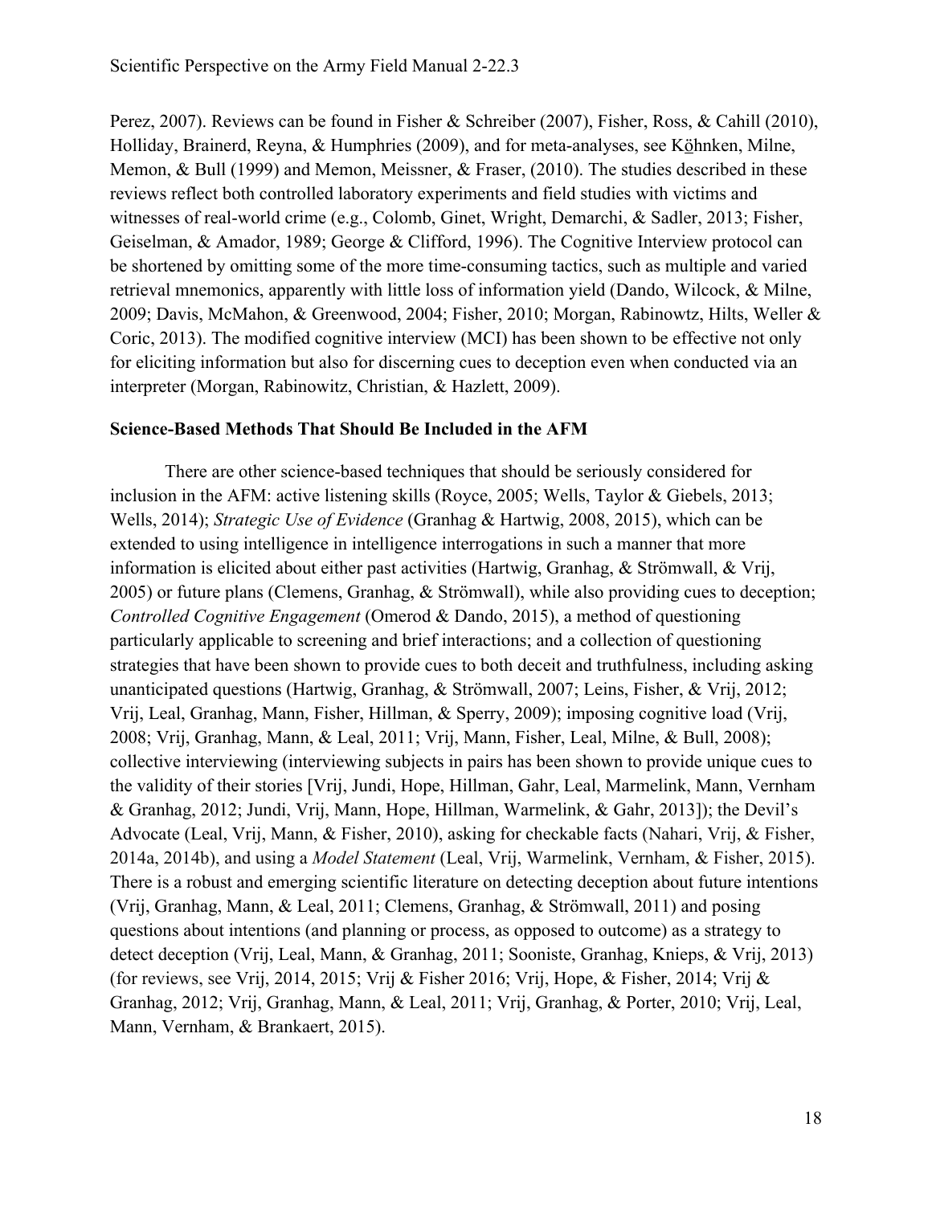Perez, 2007). Reviews can be found in Fisher & Schreiber (2007), Fisher, Ross, & Cahill (2010), Holliday, Brainerd, Reyna, & Humphries (2009), and for meta-analyses, see Köhnken, Milne, Memon, & Bull (1999) and Memon, Meissner, & Fraser, (2010). The studies described in these reviews reflect both controlled laboratory experiments and field studies with victims and witnesses of real-world crime (e.g., Colomb, Ginet, Wright, Demarchi, & Sadler, 2013; Fisher, Geiselman, & Amador, 1989; George & Clifford, 1996). The Cognitive Interview protocol can be shortened by omitting some of the more time-consuming tactics, such as multiple and varied retrieval mnemonics, apparently with little loss of information yield (Dando, Wilcock, & Milne, 2009; Davis, McMahon, & Greenwood, 2004; Fisher, 2010; Morgan, Rabinowtz, Hilts, Weller & Coric, 2013). The modified cognitive interview (MCI) has been shown to be effective not only for eliciting information but also for discerning cues to deception even when conducted via an interpreter (Morgan, Rabinowitz, Christian, & Hazlett, 2009).

**Science-Based Methods That Should Be Included in the AFM**

There are other science-based techniques that should be seriously considered for inclusion in the AFM: active listening skills (Royce, 2005; Wells, Taylor & Giebels, 2013; Wells, 2014); *Strategic Use of Evidence* (Granhag & Hartwig, 2008, 2015), which can be extended to using intelligence in intelligence interrogations in such a manner that more information is elicited about either past activities (Hartwig, Granhag, & Strömwall, & Vrij, 2005) or future plans (Clemens, Granhag, & Strömwall), while also providing cues to deception; *Controlled Cognitive Engagement* (Omerod & Dando, 2015), a method of questioning particularly applicable to screening and brief interactions; and a collection of questioning strategies that have been shown to provide cues to both deceit and truthfulness, including asking unanticipated questions (Hartwig, Granhag, & Strömwall, 2007; Leins, Fisher, & Vrij, 2012; Vrij, Leal, Granhag, Mann, Fisher, Hillman, & Sperry, 2009); imposing cognitive load (Vrij, 2008; Vrij, Granhag, Mann, & Leal, 2011; Vrij, Mann, Fisher, Leal, Milne, & Bull, 2008); collective interviewing (interviewing subjects in pairs has been shown to provide unique cues to the validity of their stories [Vrij, Jundi, Hope, Hillman, Gahr, Leal, Marmelink, Mann, Vernham & Granhag, 2012; Jundi, Vrij, Mann, Hope, Hillman, Warmelink, & Gahr, 2013]); the Devil's Advocate (Leal, Vrij, Mann, & Fisher, 2010), asking for checkable facts (Nahari, Vrij, & Fisher, 2014a, 2014b), and using a *Model Statement* (Leal, Vrij, Warmelink, Vernham, & Fisher, 2015). There is a robust and emerging scientific literature on detecting deception about future intentions (Vrij, Granhag, Mann, & Leal, 2011; Clemens, Granhag, & Strömwall, 2011) and posing questions about intentions (and planning or process, as opposed to outcome) as a strategy to detect deception (Vrij, Leal, Mann, & Granhag, 2011; Sooniste, Granhag, Knieps, & Vrij, 2013) (for reviews, see Vrij, 2014, 2015; Vrij & Fisher 2016; Vrij, Hope, & Fisher, 2014; Vrij & Granhag, 2012; Vrij, Granhag, Mann, & Leal, 2011; Vrij, Granhag, & Porter, 2010; Vrij, Leal, Mann, Vernham, & Brankaert, 2015).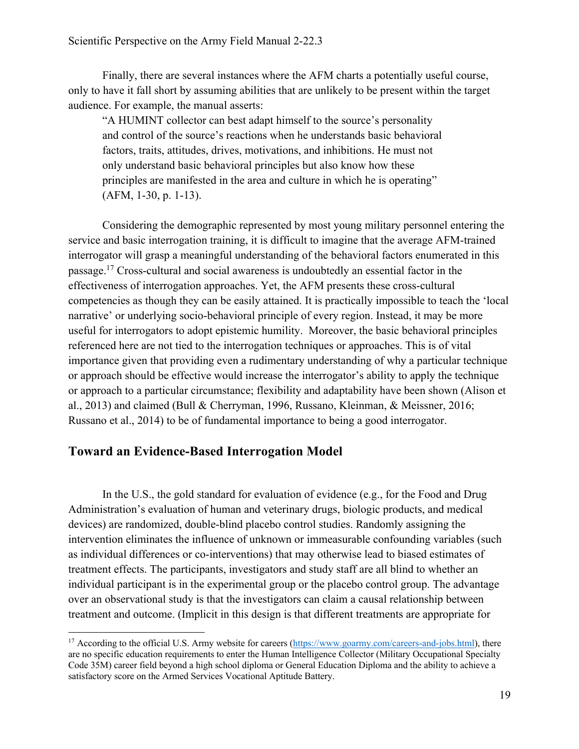Finally, there are several instances where the AFM charts a potentially useful course, only to have it fall short by assuming abilities that are unlikely to be present within the target audience. For example, the manual asserts:

> "A HUMINT collector can best adapt himself to the source's personality and control of the source's reactions when he understands basic behavioral factors, traits, attitudes, drives, motivations, and inhibitions. He must not only understand basic behavioral principles but also know how these principles are manifested in the area and culture in which he is operating" (AFM, 1-30, p. 1-13).

Considering the demographic represented by most young military personnel entering the service and basic interrogation training, it is difficult to imagine that the average AFM-trained interrogator will grasp a meaningful understanding of the behavioral factors enumerated in this passage.[17] Cross-cultural and social awareness is undoubtedly an essential factor in the effectiveness of interrogation approaches. Yet, the AFM presents these cross-cultural competencies as though they can be easily attained. It is practically impossible to teach the 'local narrative' or underlying socio-behavioral principle of every region. Instead, it may be more useful for interrogators to adopt epistemic humility. Moreover, the basic behavioral principles referenced here are not tied to the interrogation techniques or approaches. This is of vital importance given that providing even a rudimentary understanding of why a particular technique or approach should be effective would increase the interrogator's ability to apply the technique or approach to a particular circumstance; flexibility and adaptability have been shown (Alison et al., 2013) and claimed (Bull & Cherryman, 1996, Russano, Kleinman, & Meissner, 2016; Russano et al., 2014) to be of fundamental importance to being a good interrogator.

## Toward an Evidence-Based Interrogation Model

In the U.S., the gold standard for evaluation of evidence (e.g., for the Food and Drug Administration's evaluation of human and veterinary drugs, biologic products, and medical devices) are randomized, double-blind placebo control studies. Randomly assigning the intervention eliminates the influence of unknown or immeasurable confounding variables (such as individual differences or co-interventions) that may otherwise lead to biased estimates of treatment effects. The participants, investigators and study staff are all blind to whether an individual participant is in the experimental group or the placebo control group. The advantage over an observational study is that the investigators can claim a causal relationship between treatment and outcome. (Implicit in this design is that different treatments are appropriate for

---

[17] According to the official U.S. Army website for careers (https://www.goarmy.com/careers-and-jobs.html), there are no specific education requirements to enter the Human Intelligence Collector (Military Occupational Specialty Code 35M) career field beyond a high school diploma or General Education Diploma and the ability to achieve a satisfactory score on the Armed Services Vocational Aptitude Battery.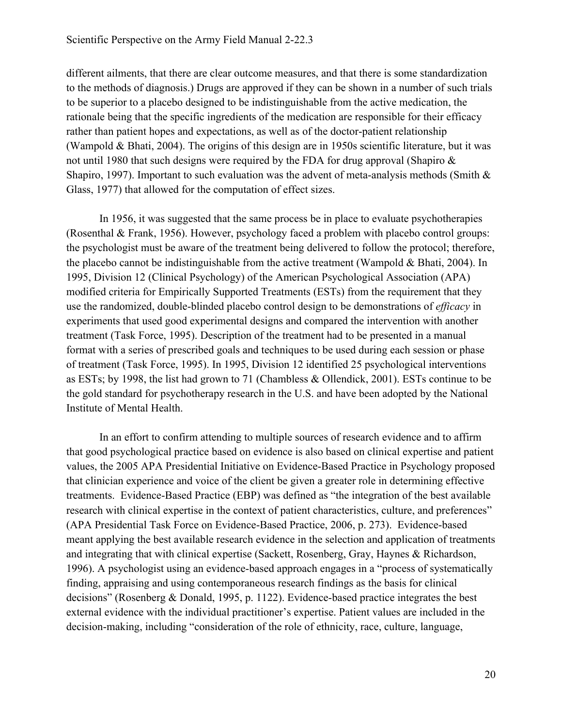different ailments, that there are clear outcome measures, and that there is some standardization to the methods of diagnosis.) Drugs are approved if they can be shown in a number of such trials to be superior to a placebo designed to be indistinguishable from the active medication, the rationale being that the specific ingredients of the medication are responsible for their efficacy rather than patient hopes and expectations, as well as of the doctor-patient relationship (Wampold & Bhati, 2004). The origins of this design are in 1950s scientific literature, but it was not until 1980 that such designs were required by the FDA for drug approval (Shapiro & Shapiro, 1997). Important to such evaluation was the advent of meta-analysis methods (Smith & Glass, 1977) that allowed for the computation of effect sizes.

In 1956, it was suggested that the same process be in place to evaluate psychotherapies (Rosenthal & Frank, 1956). However, psychology faced a problem with placebo control groups: the psychologist must be aware of the treatment being delivered to follow the protocol; therefore, the placebo cannot be indistinguishable from the active treatment (Wampold & Bhati, 2004). In 1995, Division 12 (Clinical Psychology) of the American Psychological Association (APA) modified criteria for Empirically Supported Treatments (ESTs) from the requirement that they use the randomized, double-blinded placebo control design to be demonstrations of *efficacy* in experiments that used good experimental designs and compared the intervention with another treatment (Task Force, 1995). Description of the treatment had to be presented in a manual format with a series of prescribed goals and techniques to be used during each session or phase of treatment (Task Force, 1995). In 1995, Division 12 identified 25 psychological interventions as ESTs; by 1998, the list had grown to 71 (Chambless & Ollendick, 2001). ESTs continue to be the gold standard for psychotherapy research in the U.S. and have been adopted by the National Institute of Mental Health.

In an effort to confirm attending to multiple sources of research evidence and to affirm that good psychological practice based on evidence is also based on clinical expertise and patient values, the 2005 APA Presidential Initiative on Evidence-Based Practice in Psychology proposed that clinician experience and voice of the client be given a greater role in determining effective treatments. Evidence-Based Practice (EBP) was defined as "the integration of the best available research with clinical expertise in the context of patient characteristics, culture, and preferences" (APA Presidential Task Force on Evidence-Based Practice, 2006, p. 273). Evidence-based meant applying the best available research evidence in the selection and application of treatments and integrating that with clinical expertise (Sackett, Rosenberg, Gray, Haynes & Richardson, 1996). A psychologist using an evidence-based approach engages in a "process of systematically finding, appraising and using contemporaneous research findings as the basis for clinical decisions" (Rosenberg & Donald, 1995, p. 1122). Evidence-based practice integrates the best external evidence with the individual practitioner's expertise. Patient values are included in the decision-making, including "consideration of the role of ethnicity, race, culture, language,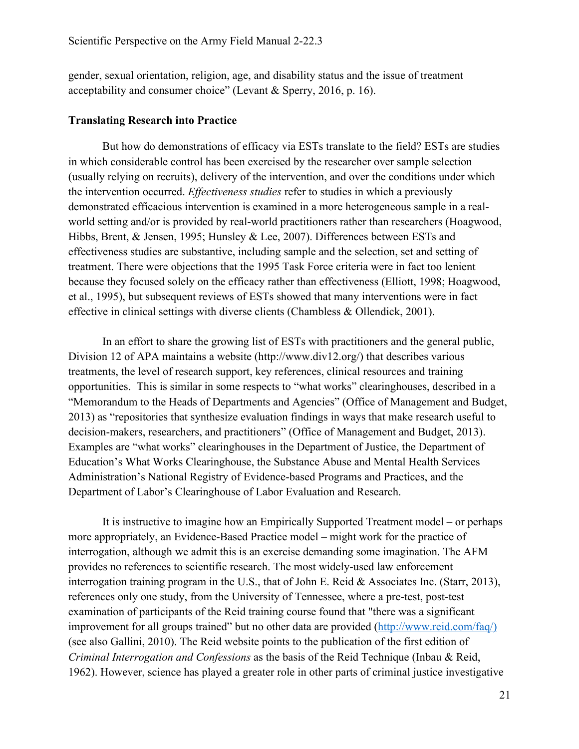gender, sexual orientation, religion, age, and disability status and the issue of treatment acceptability and consumer choice" (Levant & Sperry, 2016, p. 16).

**Translating Research into Practice**

But how do demonstrations of efficacy via ESTs translate to the field? ESTs are studies in which considerable control has been exercised by the researcher over sample selection (usually relying on recruits), delivery of the intervention, and over the conditions under which the intervention occurred. *Effectiveness studies* refer to studies in which a previously demonstrated efficacious intervention is examined in a more heterogeneous sample in a real-world setting and/or is provided by real-world practitioners rather than researchers (Hoagwood, Hibbs, Brent, & Jensen, 1995; Hunsley & Lee, 2007). Differences between ESTs and effectiveness studies are substantive, including sample and the selection, set and setting of treatment. There were objections that the 1995 Task Force criteria were in fact too lenient because they focused solely on the efficacy rather than effectiveness (Elliott, 1998; Hoagwood, et al., 1995), but subsequent reviews of ESTs showed that many interventions were in fact effective in clinical settings with diverse clients (Chambless & Ollendick, 2001).

In an effort to share the growing list of ESTs with practitioners and the general public, Division 12 of APA maintains a website (http://www.div12.org/) that describes various treatments, the level of research support, key references, clinical resources and training opportunities. This is similar in some respects to "what works" clearinghouses, described in a "Memorandum to the Heads of Departments and Agencies" (Office of Management and Budget, 2013) as "repositories that synthesize evaluation findings in ways that make research useful to decision-makers, researchers, and practitioners" (Office of Management and Budget, 2013). Examples are "what works" clearinghouses in the Department of Justice, the Department of Education's What Works Clearinghouse, the Substance Abuse and Mental Health Services Administration's National Registry of Evidence-based Programs and Practices, and the Department of Labor's Clearinghouse of Labor Evaluation and Research.

It is instructive to imagine how an Empirically Supported Treatment model – or perhaps more appropriately, an Evidence-Based Practice model – might work for the practice of interrogation, although we admit this is an exercise demanding some imagination. The AFM provides no references to scientific research. The most widely-used law enforcement interrogation training program in the U.S., that of John E. Reid & Associates Inc. (Starr, 2013), references only one study, from the University of Tennessee, where a pre-test, post-test examination of participants of the Reid training course found that "there was a significant improvement for all groups trained" but no other data are provided (http://www.reid.com/faq/) (see also Gallini, 2010). The Reid website points to the publication of the first edition of *Criminal Interrogation and Confessions* as the basis of the Reid Technique (Inbau & Reid, 1962). However, science has played a greater role in other parts of criminal justice investigative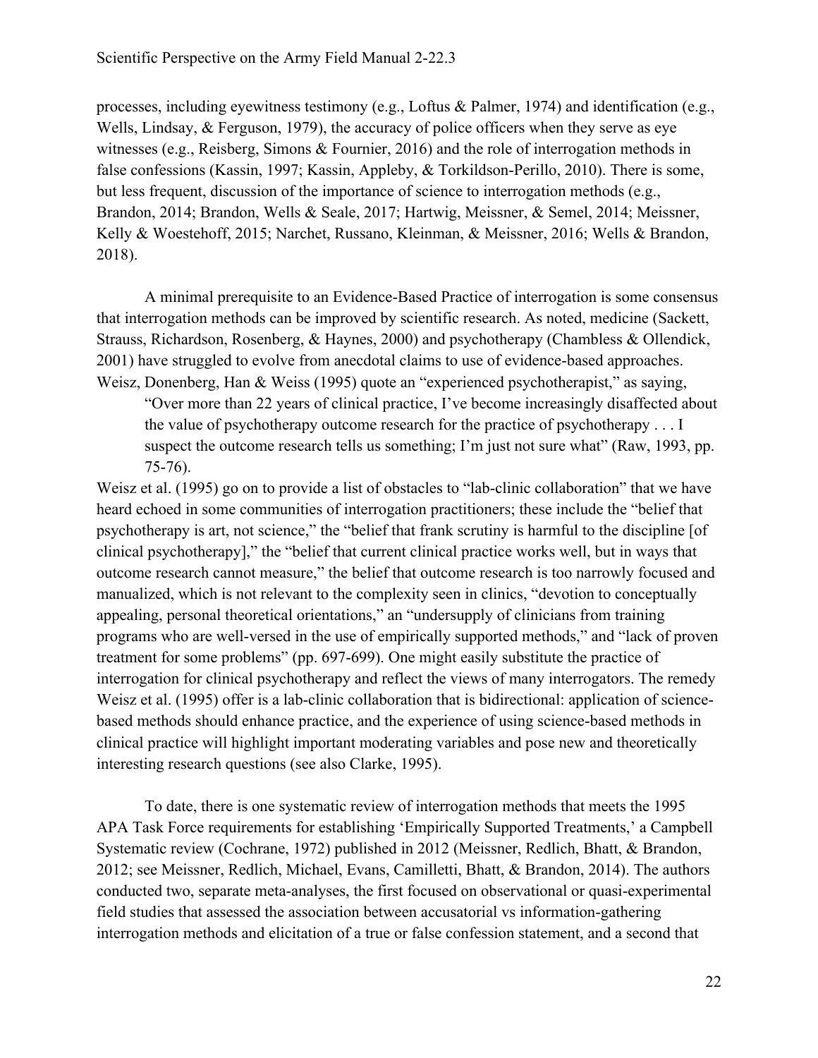processes, including eyewitness testimony (e.g., Loftus & Palmer, 1974) and identification (e.g., Wells, Lindsay, & Ferguson, 1979), the accuracy of police officers when they serve as eye witnesses (e.g., Reisberg, Simons & Fournier, 2016) and the role of interrogation methods in false confessions (Kassin, 1997; Kassin, Appleby, & Torkildson-Perillo, 2010). There is some, but less frequent, discussion of the importance of science to interrogation methods (e.g., Brandon, 2014; Brandon, Wells & Seale, 2017; Hartwig, Meissner, & Semel, 2014; Meissner, Kelly & Woestehoff, 2015; Narchet, Russano, Kleinman, & Meissner, 2016; Wells & Brandon, 2018).

A minimal prerequisite to an Evidence-Based Practice of interrogation is some consensus that interrogation methods can be improved by scientific research. As noted, medicine (Sackett, Strauss, Richardson, Rosenberg, & Haynes, 2000) and psychotherapy (Chambless & Ollendick, 2001) have struggled to evolve from anecdotal claims to use of evidence-based approaches. Weisz, Donenberg, Han & Weiss (1995) quote an "experienced psychotherapist," as saying,

> "Over more than 22 years of clinical practice, I've become increasingly disaffected about the value of psychotherapy outcome research for the practice of psychotherapy . . . I suspect the outcome research tells us something; I'm just not sure what" (Raw, 1993, pp. 75-76).

Weisz et al. (1995) go on to provide a list of obstacles to "lab-clinic collaboration" that we have heard echoed in some communities of interrogation practitioners; these include the "belief that psychotherapy is art, not science," the "belief that frank scrutiny is harmful to the discipline [of clinical psychotherapy]," the "belief that current clinical practice works well, but in ways that outcome research cannot measure," the belief that outcome research is too narrowly focused and manualized, which is not relevant to the complexity seen in clinics, "devotion to conceptually appealing, personal theoretical orientations," an "undersupply of clinicians from training programs who are well-versed in the use of empirically supported methods," and "lack of proven treatment for some problems" (pp. 697-699). One might easily substitute the practice of interrogation for clinical psychotherapy and reflect the views of many interrogators. The remedy Weisz et al. (1995) offer is a lab-clinic collaboration that is bidirectional: application of science-based methods should enhance practice, and the experience of using science-based methods in clinical practice will highlight important moderating variables and pose new and theoretically interesting research questions (see also Clarke, 1995).

To date, there is one systematic review of interrogation methods that meets the 1995 APA Task Force requirements for establishing 'Empirically Supported Treatments,' a Campbell Systematic review (Cochrane, 1972) published in 2012 (Meissner, Redlich, Bhatt, & Brandon, 2012; see Meissner, Redlich, Michael, Evans, Camilletti, Bhatt, & Brandon, 2014). The authors conducted two, separate meta-analyses, the first focused on observational or quasi-experimental field studies that assessed the association between accusatorial vs information-gathering interrogation methods and elicitation of a true or false confession statement, and a second that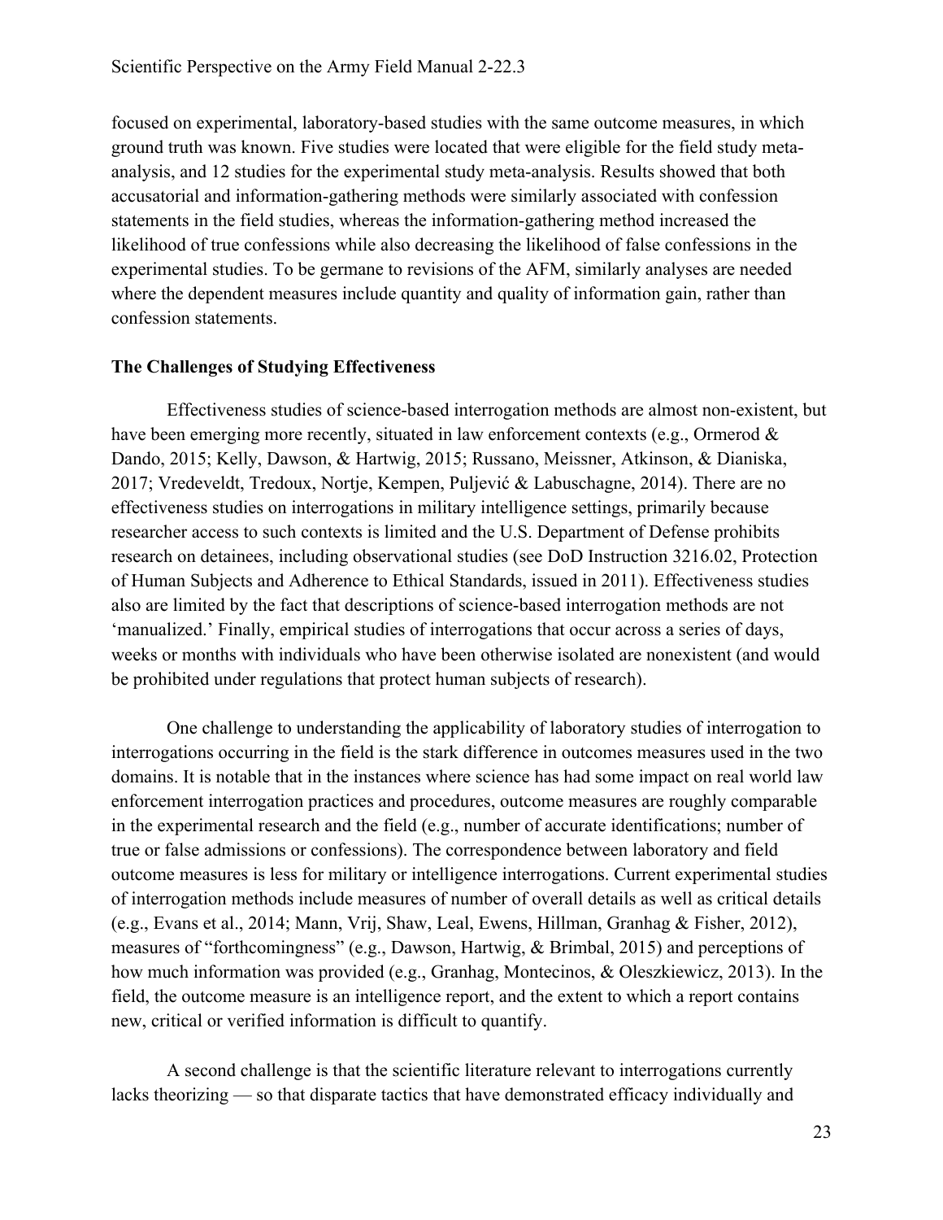focused on experimental, laboratory-based studies with the same outcome measures, in which ground truth was known. Five studies were located that were eligible for the field study meta-analysis, and 12 studies for the experimental study meta-analysis. Results showed that both accusatorial and information-gathering methods were similarly associated with confession statements in the field studies, whereas the information-gathering method increased the likelihood of true confessions while also decreasing the likelihood of false confessions in the experimental studies. To be germane to revisions of the AFM, similarly analyses are needed where the dependent measures include quantity and quality of information gain, rather than confession statements.

**The Challenges of Studying Effectiveness**

Effectiveness studies of science-based interrogation methods are almost non-existent, but have been emerging more recently, situated in law enforcement contexts (e.g., Ormerod & Dando, 2015; Kelly, Dawson, & Hartwig, 2015; Russano, Meissner, Atkinson, & Dianiska, 2017; Vredeveldt, Tredoux, Nortje, Kempen, Puljević & Labuschagne, 2014). There are no effectiveness studies on interrogations in military intelligence settings, primarily because researcher access to such contexts is limited and the U.S. Department of Defense prohibits research on detainees, including observational studies (see DoD Instruction 3216.02, Protection of Human Subjects and Adherence to Ethical Standards, issued in 2011). Effectiveness studies also are limited by the fact that descriptions of science-based interrogation methods are not 'manualized.' Finally, empirical studies of interrogations that occur across a series of days, weeks or months with individuals who have been otherwise isolated are nonexistent (and would be prohibited under regulations that protect human subjects of research).

One challenge to understanding the applicability of laboratory studies of interrogation to interrogations occurring in the field is the stark difference in outcomes measures used in the two domains. It is notable that in the instances where science has had some impact on real world law enforcement interrogation practices and procedures, outcome measures are roughly comparable in the experimental research and the field (e.g., number of accurate identifications; number of true or false admissions or confessions). The correspondence between laboratory and field outcome measures is less for military or intelligence interrogations. Current experimental studies of interrogation methods include measures of number of overall details as well as critical details (e.g., Evans et al., 2014; Mann, Vrij, Shaw, Leal, Ewens, Hillman, Granhag & Fisher, 2012), measures of "forthcomingness" (e.g., Dawson, Hartwig, & Brimbal, 2015) and perceptions of how much information was provided (e.g., Granhag, Montecinos, & Oleszkiewicz, 2013). In the field, the outcome measure is an intelligence report, and the extent to which a report contains new, critical or verified information is difficult to quantify.

A second challenge is that the scientific literature relevant to interrogations currently lacks theorizing — so that disparate tactics that have demonstrated efficacy individually and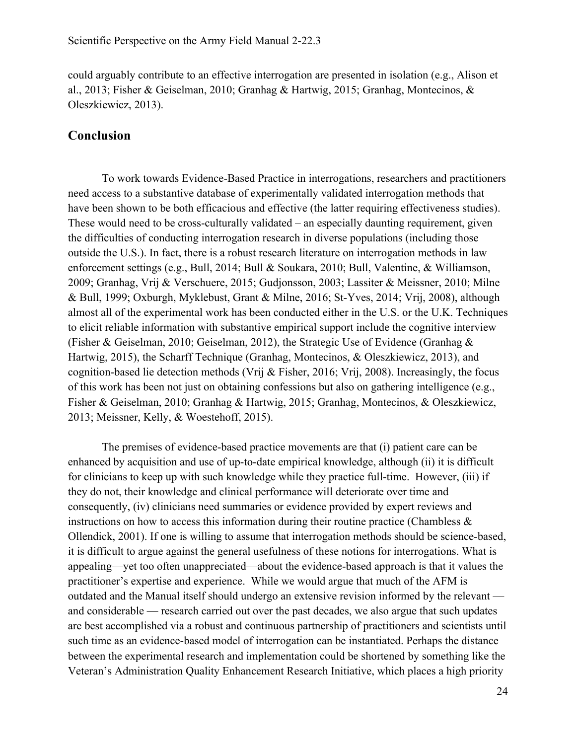could arguably contribute to an effective interrogation are presented in isolation (e.g., Alison et al., 2013; Fisher & Geiselman, 2010; Granhag & Hartwig, 2015; Granhag, Montecinos, & Oleszkiewicz, 2013).

## Conclusion

To work towards Evidence-Based Practice in interrogations, researchers and practitioners need access to a substantive database of experimentally validated interrogation methods that have been shown to be both efficacious and effective (the latter requiring effectiveness studies). These would need to be cross-culturally validated – an especially daunting requirement, given the difficulties of conducting interrogation research in diverse populations (including those outside the U.S.). In fact, there is a robust research literature on interrogation methods in law enforcement settings (e.g., Bull, 2014; Bull & Soukara, 2010; Bull, Valentine, & Williamson, 2009; Granhag, Vrij & Verschuere, 2015; Gudjonsson, 2003; Lassiter & Meissner, 2010; Milne & Bull, 1999; Oxburgh, Myklebust, Grant & Milne, 2016; St-Yves, 2014; Vrij, 2008), although almost all of the experimental work has been conducted either in the U.S. or the U.K. Techniques to elicit reliable information with substantive empirical support include the cognitive interview (Fisher & Geiselman, 2010; Geiselman, 2012), the Strategic Use of Evidence (Granhag & Hartwig, 2015), the Scharff Technique (Granhag, Montecinos, & Oleszkiewicz, 2013), and cognition-based lie detection methods (Vrij & Fisher, 2016; Vrij, 2008). Increasingly, the focus of this work has been not just on obtaining confessions but also on gathering intelligence (e.g., Fisher & Geiselman, 2010; Granhag & Hartwig, 2015; Granhag, Montecinos, & Oleszkiewicz, 2013; Meissner, Kelly, & Woestehoff, 2015).

The premises of evidence-based practice movements are that (i) patient care can be enhanced by acquisition and use of up-to-date empirical knowledge, although (ii) it is difficult for clinicians to keep up with such knowledge while they practice full-time. However, (iii) if they do not, their knowledge and clinical performance will deteriorate over time and consequently, (iv) clinicians need summaries or evidence provided by expert reviews and instructions on how to access this information during their routine practice (Chambless & Ollendick, 2001). If one is willing to assume that interrogation methods should be science-based, it is difficult to argue against the general usefulness of these notions for interrogations. What is appealing—yet too often unappreciated—about the evidence-based approach is that it values the practitioner's expertise and experience. While we would argue that much of the AFM is outdated and the Manual itself should undergo an extensive revision informed by the relevant — and considerable — research carried out over the past decades, we also argue that such updates are best accomplished via a robust and continuous partnership of practitioners and scientists until such time as an evidence-based model of interrogation can be instantiated. Perhaps the distance between the experimental research and implementation could be shortened by something like the Veteran's Administration Quality Enhancement Research Initiative, which places a high priority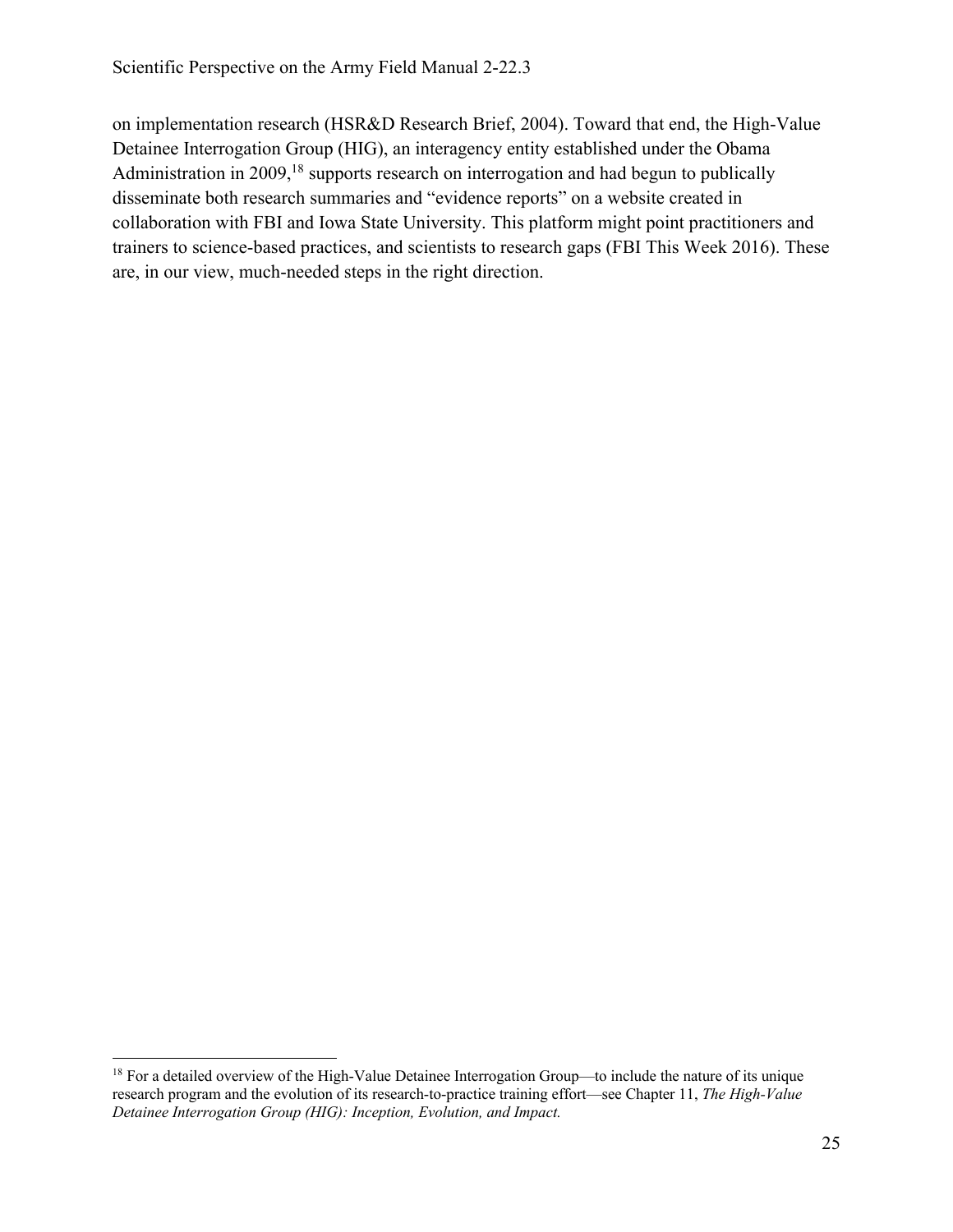on implementation research (HSR&D Research Brief, 2004). Toward that end, the High-Value Detainee Interrogation Group (HIG), an interagency entity established under the Obama Administration in 2009,[18] supports research on interrogation and had begun to publically disseminate both research summaries and "evidence reports" on a website created in collaboration with FBI and Iowa State University. This platform might point practitioners and trainers to science-based practices, and scientists to research gaps (FBI This Week 2016). These are, in our view, much-needed steps in the right direction.

---

[18] For a detailed overview of the High-Value Detainee Interrogation Group—to include the nature of its unique research program and the evolution of its research-to-practice training effort—see Chapter 11, *The High-Value Detainee Interrogation Group (HIG): Inception, Evolution, and Impact.*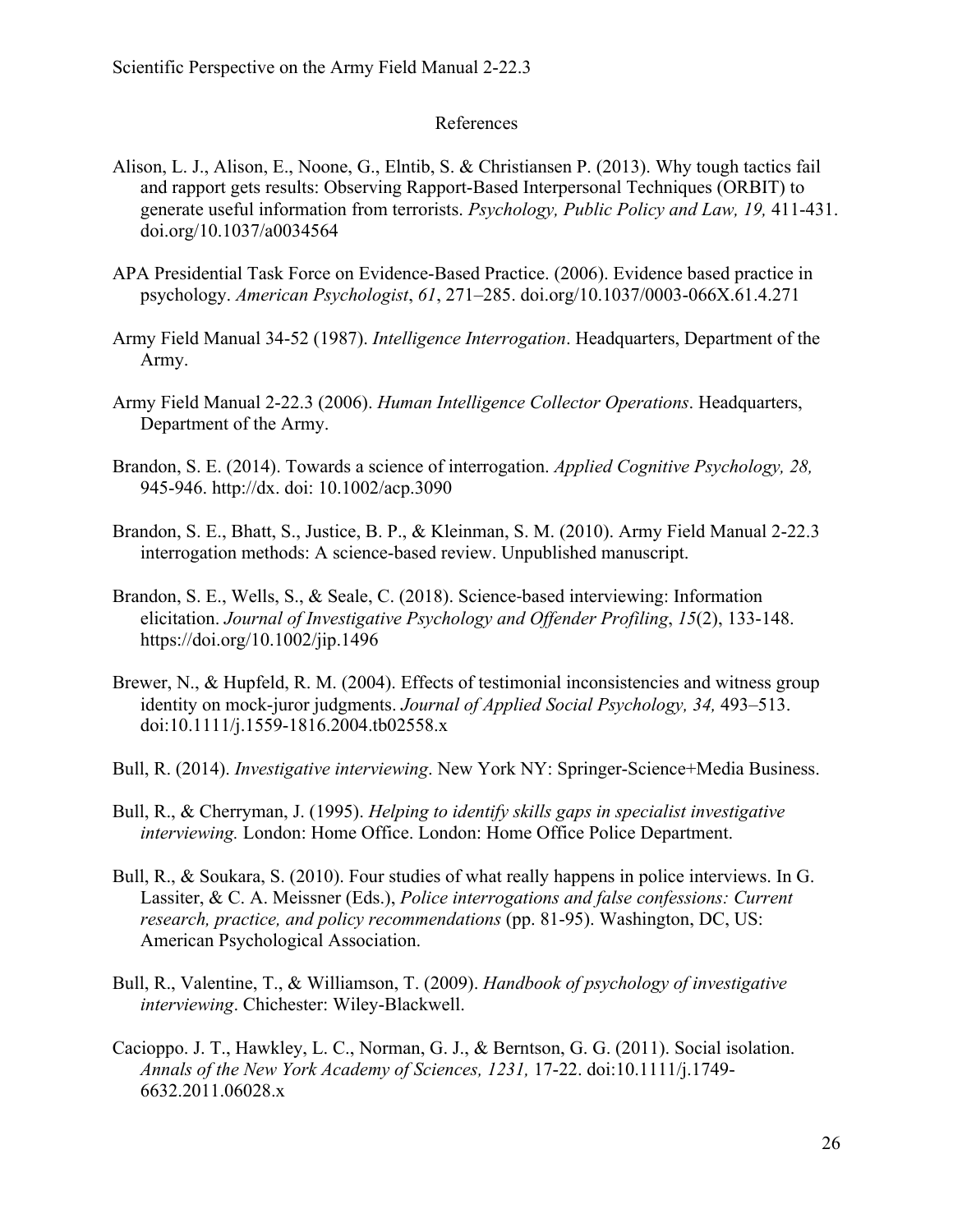## References

Alison, L. J., Alison, E., Noone, G., Elntib, S. & Christiansen P. (2013). Why tough tactics fail and rapport gets results: Observing Rapport-Based Interpersonal Techniques (ORBIT) to generate useful information from terrorists. *Psychology, Public Policy and Law, 19,* 411-431. doi.org/10.1037/a0034564

APA Presidential Task Force on Evidence-Based Practice. (2006). Evidence based practice in psychology. *American Psychologist*, *61*, 271–285. doi.org/10.1037/0003-066X.61.4.271

Army Field Manual 34-52 (1987). *Intelligence Interrogation*. Headquarters, Department of the Army.

Army Field Manual 2-22.3 (2006). *Human Intelligence Collector Operations*. Headquarters, Department of the Army.

Brandon, S. E. (2014). Towards a science of interrogation. *Applied Cognitive Psychology, 28,* 945-946. http://dx. doi: 10.1002/acp.3090

Brandon, S. E., Bhatt, S., Justice, B. P., & Kleinman, S. M. (2010). Army Field Manual 2-22.3 interrogation methods: A science-based review. Unpublished manuscript.

Brandon, S. E., Wells, S., & Seale, C. (2018). Science-based interviewing: Information elicitation. *Journal of Investigative Psychology and Offender Profiling*, *15*(2), 133-148. https://doi.org/10.1002/jip.1496

Brewer, N., & Hupfeld, R. M. (2004). Effects of testimonial inconsistencies and witness group identity on mock-juror judgments. *Journal of Applied Social Psychology, 34,* 493–513. doi:10.1111/j.1559-1816.2004.tb02558.x

Bull, R. (2014). *Investigative interviewing*. New York NY: Springer-Science+Media Business.

Bull, R., & Cherryman, J. (1995). *Helping to identify skills gaps in specialist investigative interviewing.* London: Home Office. London: Home Office Police Department.

Bull, R., & Soukara, S. (2010). Four studies of what really happens in police interviews. In G. Lassiter, & C. A. Meissner (Eds.), *Police interrogations and false confessions: Current research, practice, and policy recommendations* (pp. 81-95). Washington, DC, US: American Psychological Association.

Bull, R., Valentine, T., & Williamson, T. (2009). *Handbook of psychology of investigative interviewing*. Chichester: Wiley-Blackwell.

Cacioppo. J. T., Hawkley, L. C., Norman, G. J., & Berntson, G. G. (2011). Social isolation. *Annals of the New York Academy of Sciences, 1231,* 17-22. doi:10.1111/j.1749-6632.2011.06028.x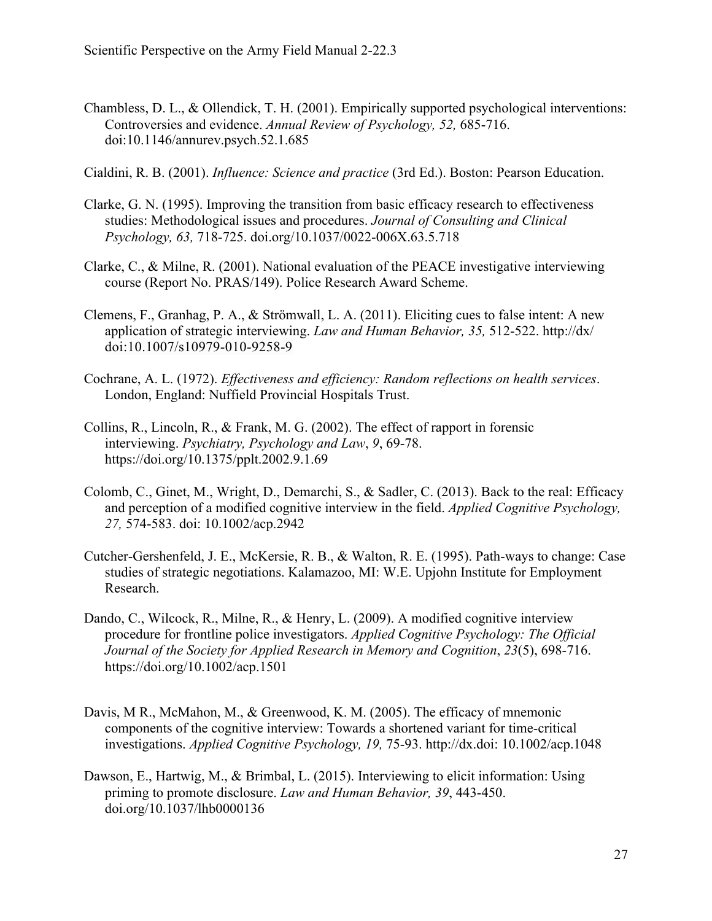Chambless, D. L., & Ollendick, T. H. (2001). Empirically supported psychological interventions: Controversies and evidence. *Annual Review of Psychology, 52,* 685-716. doi:10.1146/annurev.psych.52.1.685

Cialdini, R. B. (2001). *Influence: Science and practice* (3rd Ed.). Boston: Pearson Education.

Clarke, G. N. (1995). Improving the transition from basic efficacy research to effectiveness studies: Methodological issues and procedures. *Journal of Consulting and Clinical Psychology, 63,* 718-725. doi.org/10.1037/0022-006X.63.5.718

Clarke, C., & Milne, R. (2001). National evaluation of the PEACE investigative interviewing course (Report No. PRAS/149). Police Research Award Scheme.

Clemens, F., Granhag, P. A., & Strömwall, L. A. (2011). Eliciting cues to false intent: A new application of strategic interviewing. *Law and Human Behavior, 35,* 512-522. http://dx/ doi:10.1007/s10979-010-9258-9

Cochrane, A. L. (1972). *Effectiveness and efficiency: Random reflections on health services*. London, England: Nuffield Provincial Hospitals Trust.

Collins, R., Lincoln, R., & Frank, M. G. (2002). The effect of rapport in forensic interviewing. *Psychiatry, Psychology and Law*, *9*, 69-78. https://doi.org/10.1375/pplt.2002.9.1.69

Colomb, C., Ginet, M., Wright, D., Demarchi, S., & Sadler, C. (2013). Back to the real: Efficacy and perception of a modified cognitive interview in the field. *Applied Cognitive Psychology, 27,* 574-583. doi: 10.1002/acp.2942

Cutcher-Gershenfeld, J. E., McKersie, R. B., & Walton, R. E. (1995). Path-ways to change: Case studies of strategic negotiations. Kalamazoo, MI: W.E. Upjohn Institute for Employment Research.

Dando, C., Wilcock, R., Milne, R., & Henry, L. (2009). A modified cognitive interview procedure for frontline police investigators. *Applied Cognitive Psychology: The Official Journal of the Society for Applied Research in Memory and Cognition*, *23*(5), 698-716. https://doi.org/10.1002/acp.1501

Davis, M R., McMahon, M., & Greenwood, K. M. (2005). The efficacy of mnemonic components of the cognitive interview: Towards a shortened variant for time-critical investigations. *Applied Cognitive Psychology, 19,* 75-93. http://dx.doi: 10.1002/acp.1048

Dawson, E., Hartwig, M., & Brimbal, L. (2015). Interviewing to elicit information: Using priming to promote disclosure. *Law and Human Behavior, 39*, 443-450. doi.org/10.1037/lhb0000136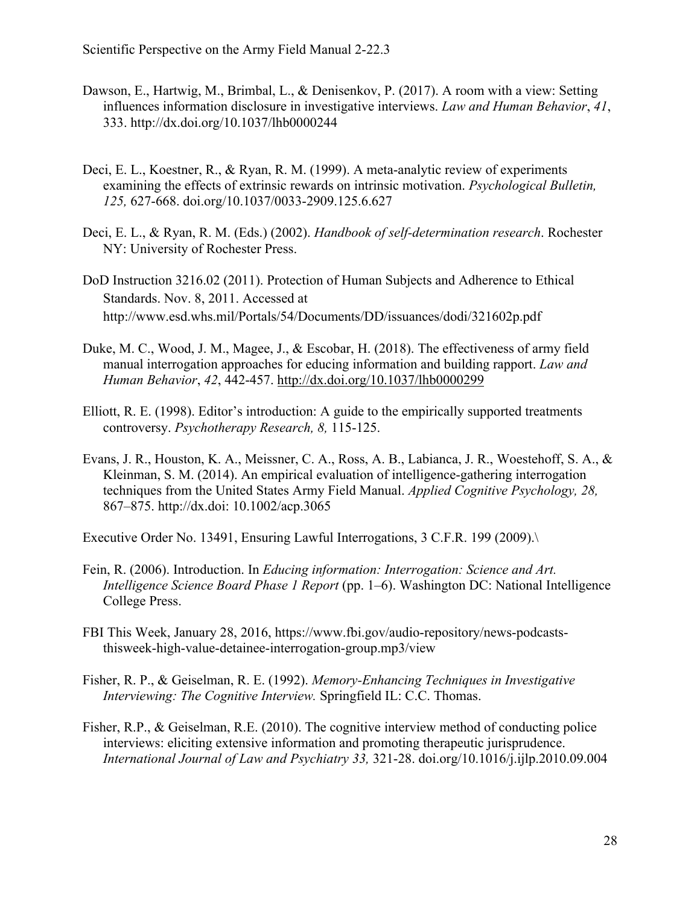Dawson, E., Hartwig, M., Brimbal, L., & Denisenkov, P. (2017). A room with a view: Setting influences information disclosure in investigative interviews. *Law and Human Behavior*, *41*, 333. http://dx.doi.org/10.1037/lhb0000244

Deci, E. L., Koestner, R., & Ryan, R. M. (1999). A meta-analytic review of experiments examining the effects of extrinsic rewards on intrinsic motivation. *Psychological Bulletin, 125,* 627-668. doi.org/10.1037/0033-2909.125.6.627

Deci, E. L., & Ryan, R. M. (Eds.) (2002). *Handbook of self-determination research*. Rochester NY: University of Rochester Press.

DoD Instruction 3216.02 (2011). Protection of Human Subjects and Adherence to Ethical Standards. Nov. 8, 2011. Accessed at http://www.esd.whs.mil/Portals/54/Documents/DD/issuances/dodi/321602p.pdf

Duke, M. C., Wood, J. M., Magee, J., & Escobar, H. (2018). The effectiveness of army field manual interrogation approaches for educing information and building rapport. *Law and Human Behavior*, *42*, 442-457. http://dx.doi.org/10.1037/lhb0000299

Elliott, R. E. (1998). Editor's introduction: A guide to the empirically supported treatments controversy. *Psychotherapy Research, 8,* 115-125.

Evans, J. R., Houston, K. A., Meissner, C. A., Ross, A. B., Labianca, J. R., Woestehoff, S. A., & Kleinman, S. M. (2014). An empirical evaluation of intelligence-gathering interrogation techniques from the United States Army Field Manual. *Applied Cognitive Psychology, 28,* 867–875. http://dx.doi: 10.1002/acp.3065

Executive Order No. 13491, Ensuring Lawful Interrogations, 3 C.F.R. 199 (2009).\

Fein, R. (2006). Introduction. In *Educing information: Interrogation: Science and Art. Intelligence Science Board Phase 1 Report* (pp. 1–6). Washington DC: National Intelligence College Press.

FBI This Week, January 28, 2016, https://www.fbi.gov/audio-repository/news-podcasts-thisweek-high-value-detainee-interrogation-group.mp3/view

Fisher, R. P., & Geiselman, R. E. (1992). *Memory-Enhancing Techniques in Investigative Interviewing: The Cognitive Interview.* Springfield IL: C.C. Thomas.

Fisher, R.P., & Geiselman, R.E. (2010). The cognitive interview method of conducting police interviews: eliciting extensive information and promoting therapeutic jurisprudence. *International Journal of Law and Psychiatry 33,* 321-28. doi.org/10.1016/j.ijlp.2010.09.004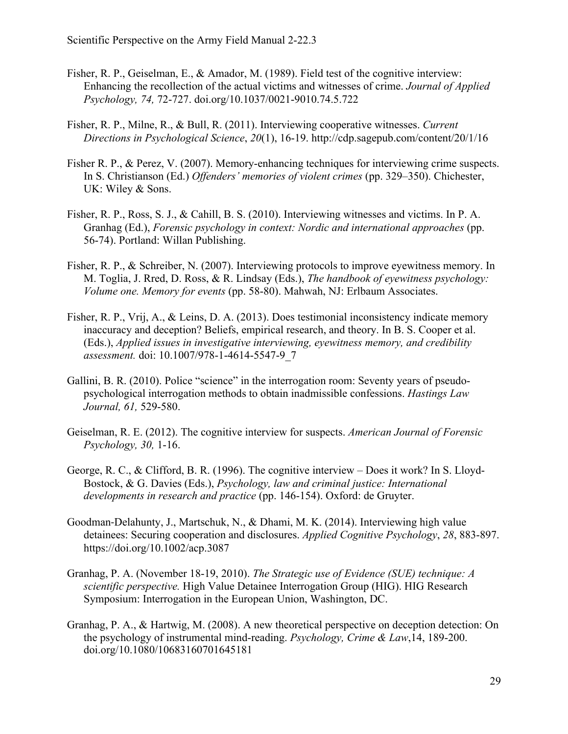Fisher, R. P., Geiselman, E., & Amador, M. (1989). Field test of the cognitive interview: Enhancing the recollection of the actual victims and witnesses of crime. *Journal of Applied Psychology, 74,* 72-727. doi.org/10.1037/0021-9010.74.5.722

Fisher, R. P., Milne, R., & Bull, R. (2011). Interviewing cooperative witnesses. *Current Directions in Psychological Science*, *20*(1), 16-19. http://cdp.sagepub.com/content/20/1/16

Fisher R. P., & Perez, V. (2007). Memory-enhancing techniques for interviewing crime suspects. In S. Christianson (Ed.) *Offenders' memories of violent crimes* (pp. 329–350). Chichester, UK: Wiley & Sons.

Fisher, R. P., Ross, S. J., & Cahill, B. S. (2010). Interviewing witnesses and victims. In P. A. Granhag (Ed.), *Forensic psychology in context: Nordic and international approaches* (pp. 56-74). Portland: Willan Publishing.

Fisher, R. P., & Schreiber, N. (2007). Interviewing protocols to improve eyewitness memory. In M. Toglia, J. Rred, D. Ross, & R. Lindsay (Eds.), *The handbook of eyewitness psychology: Volume one. Memory for events* (pp. 58-80). Mahwah, NJ: Erlbaum Associates.

Fisher, R. P., Vrij, A., & Leins, D. A. (2013). Does testimonial inconsistency indicate memory inaccuracy and deception? Beliefs, empirical research, and theory. In B. S. Cooper et al. (Eds.), *Applied issues in investigative interviewing, eyewitness memory, and credibility assessment.* doi: 10.1007/978-1-4614-5547-9_7

Gallini, B. R. (2010). Police "science" in the interrogation room: Seventy years of pseudo-psychological interrogation methods to obtain inadmissible confessions. *Hastings Law Journal, 61,* 529-580.

Geiselman, R. E. (2012). The cognitive interview for suspects. *American Journal of Forensic Psychology, 30,* 1-16.

George, R. C., & Clifford, B. R. (1996). The cognitive interview – Does it work? In S. Lloyd-Bostock, & G. Davies (Eds.), *Psychology, law and criminal justice: International developments in research and practice* (pp. 146-154). Oxford: de Gruyter.

Goodman-Delahunty, J., Martschuk, N., & Dhami, M. K. (2014). Interviewing high value detainees: Securing cooperation and disclosures. *Applied Cognitive Psychology*, *28*, 883-897. https://doi.org/10.1002/acp.3087

Granhag, P. A. (November 18-19, 2010). *The Strategic use of Evidence (SUE) technique: A scientific perspective.* High Value Detainee Interrogation Group (HIG). HIG Research Symposium: Interrogation in the European Union, Washington, DC.

Granhag, P. A., & Hartwig, M. (2008). A new theoretical perspective on deception detection: On the psychology of instrumental mind-reading. *Psychology, Crime & Law*,14, 189-200. doi.org/10.1080/10683160701645181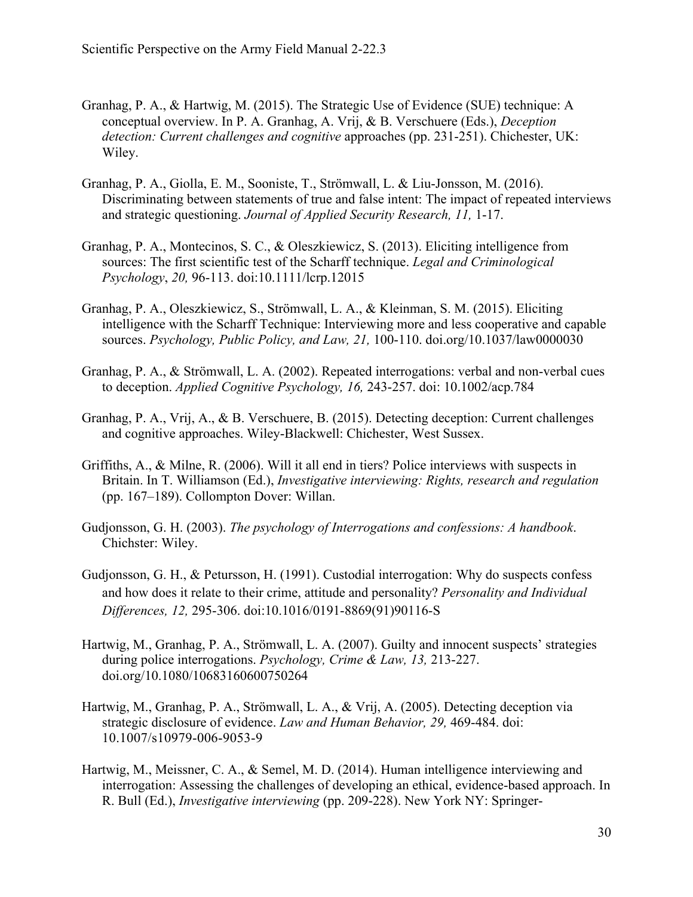Granhag, P. A., & Hartwig, M. (2015). The Strategic Use of Evidence (SUE) technique: A conceptual overview. In P. A. Granhag, A. Vrij, & B. Verschuere (Eds.), *Deception detection: Current challenges and cognitive* approaches (pp. 231-251). Chichester, UK: Wiley.

Granhag, P. A., Giolla, E. M., Sooniste, T., Strömwall, L. & Liu-Jonsson, M. (2016). Discriminating between statements of true and false intent: The impact of repeated interviews and strategic questioning. *Journal of Applied Security Research, 11,* 1-17.

Granhag, P. A., Montecinos, S. C., & Oleszkiewicz, S. (2013). Eliciting intelligence from sources: The first scientific test of the Scharff technique. *Legal and Criminological Psychology*, *20,* 96-113. doi:10.1111/lcrp.12015

Granhag, P. A., Oleszkiewicz, S., Strömwall, L. A., & Kleinman, S. M. (2015). Eliciting intelligence with the Scharff Technique: Interviewing more and less cooperative and capable sources. *Psychology, Public Policy, and Law, 21,* 100-110. doi.org/10.1037/law0000030

Granhag, P. A., & Strömwall, L. A. (2002). Repeated interrogations: verbal and non-verbal cues to deception. *Applied Cognitive Psychology, 16,* 243-257. doi: 10.1002/acp.784

Granhag, P. A., Vrij, A., & B. Verschuere, B. (2015). Detecting deception: Current challenges and cognitive approaches. Wiley-Blackwell: Chichester, West Sussex.

Griffiths, A., & Milne, R. (2006). Will it all end in tiers? Police interviews with suspects in Britain. In T. Williamson (Ed.), *Investigative interviewing: Rights, research and regulation* (pp. 167–189). Collompton Dover: Willan.

Gudjonsson, G. H. (2003). *The psychology of Interrogations and confessions: A handbook*. Chichster: Wiley.

Gudjonsson, G. H., & Petursson, H. (1991). Custodial interrogation: Why do suspects confess and how does it relate to their crime, attitude and personality? *Personality and Individual Differences, 12,* 295-306. doi:10.1016/0191-8869(91)90116-S

Hartwig, M., Granhag, P. A., Strömwall, L. A. (2007). Guilty and innocent suspects' strategies during police interrogations. *Psychology, Crime & Law, 13,* 213-227. doi.org/10.1080/10683160600750264

Hartwig, M., Granhag, P. A., Strömwall, L. A., & Vrij, A. (2005). Detecting deception via strategic disclosure of evidence. *Law and Human Behavior, 29,* 469-484. doi: 10.1007/s10979-006-9053-9

Hartwig, M., Meissner, C. A., & Semel, M. D. (2014). Human intelligence interviewing and interrogation: Assessing the challenges of developing an ethical, evidence-based approach. In R. Bull (Ed.), *Investigative interviewing* (pp. 209-228). New York NY: Springer-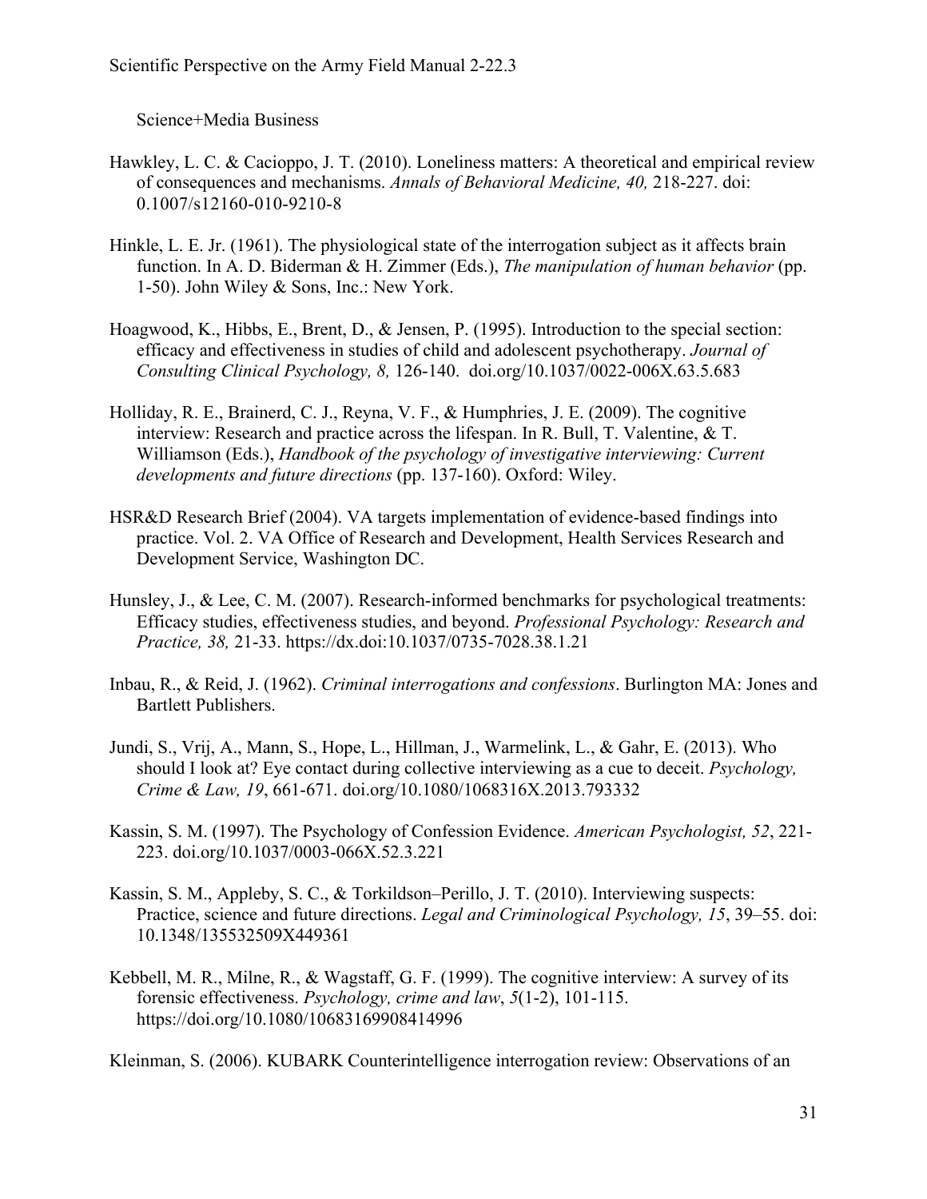Science+Media Business

Hawkley, L. C. & Cacioppo, J. T. (2010). Loneliness matters: A theoretical and empirical review of consequences and mechanisms. *Annals of Behavioral Medicine, 40,* 218-227. doi: 0.1007/s12160-010-9210-8

Hinkle, L. E. Jr. (1961). The physiological state of the interrogation subject as it affects brain function. In A. D. Biderman & H. Zimmer (Eds.), *The manipulation of human behavior* (pp. 1-50). John Wiley & Sons, Inc.: New York.

Hoagwood, K., Hibbs, E., Brent, D., & Jensen, P. (1995). Introduction to the special section: efficacy and effectiveness in studies of child and adolescent psychotherapy. *Journal of Consulting Clinical Psychology, 8,* 126-140. doi.org/10.1037/0022-006X.63.5.683

Holliday, R. E., Brainerd, C. J., Reyna, V. F., & Humphries, J. E. (2009). The cognitive interview: Research and practice across the lifespan. In R. Bull, T. Valentine, & T. Williamson (Eds.), *Handbook of the psychology of investigative interviewing: Current developments and future directions* (pp. 137-160). Oxford: Wiley.

HSR&D Research Brief (2004). VA targets implementation of evidence-based findings into practice. Vol. 2. VA Office of Research and Development, Health Services Research and Development Service, Washington DC.

Hunsley, J., & Lee, C. M. (2007). Research-informed benchmarks for psychological treatments: Efficacy studies, effectiveness studies, and beyond. *Professional Psychology: Research and Practice, 38,* 21-33. https://dx.doi:10.1037/0735-7028.38.1.21

Inbau, R., & Reid, J. (1962). *Criminal interrogations and confessions*. Burlington MA: Jones and Bartlett Publishers.

Jundi, S., Vrij, A., Mann, S., Hope, L., Hillman, J., Warmelink, L., & Gahr, E. (2013). Who should I look at? Eye contact during collective interviewing as a cue to deceit. *Psychology, Crime & Law, 19*, 661-671. doi.org/10.1080/1068316X.2013.793332

Kassin, S. M. (1997). The Psychology of Confession Evidence. *American Psychologist, 52*, 221-223. doi.org/10.1037/0003-066X.52.3.221

Kassin, S. M., Appleby, S. C., & Torkildson–Perillo, J. T. (2010). Interviewing suspects: Practice, science and future directions. *Legal and Criminological Psychology, 15*, 39–55. doi: 10.1348/135532509X449361

Kebbell, M. R., Milne, R., & Wagstaff, G. F. (1999). The cognitive interview: A survey of its forensic effectiveness. *Psychology, crime and law*, *5*(1-2), 101-115. https://doi.org/10.1080/10683169908414996

Kleinman, S. (2006). KUBARK Counterintelligence interrogation review: Observations of an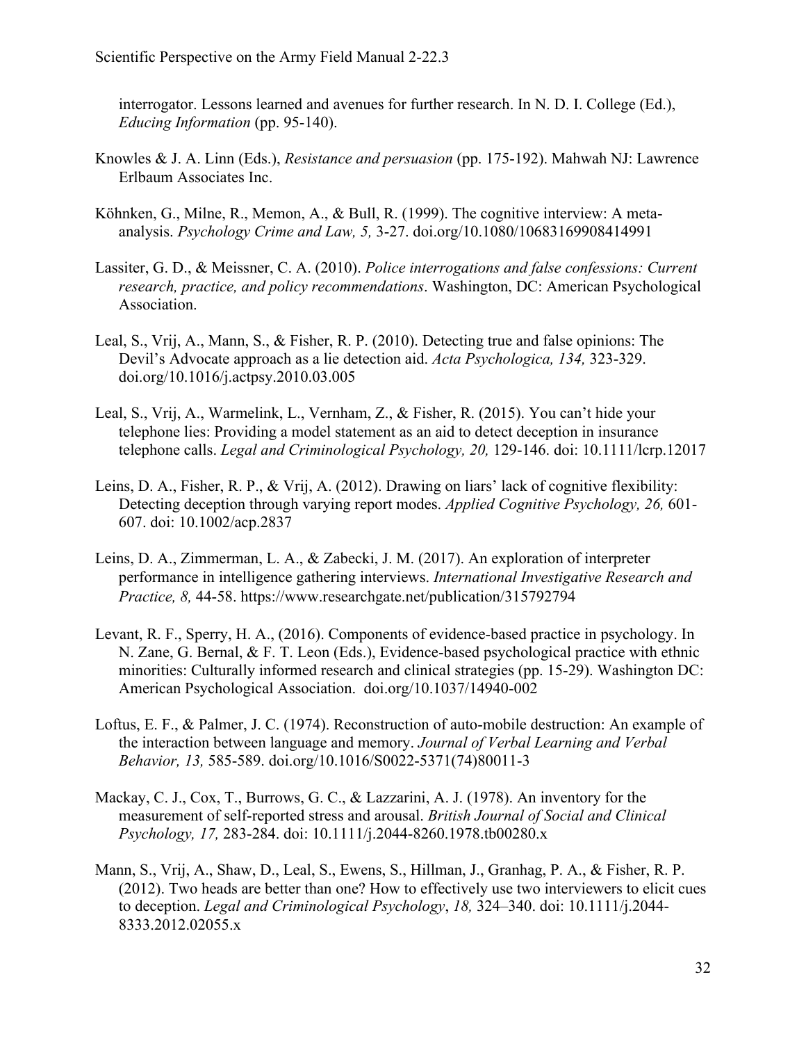interrogator. Lessons learned and avenues for further research. In N. D. I. College (Ed.), *Educing Information* (pp. 95-140).

Knowles & J. A. Linn (Eds.), *Resistance and persuasion* (pp. 175-192). Mahwah NJ: Lawrence Erlbaum Associates Inc.

Köhnken, G., Milne, R., Memon, A., & Bull, R. (1999). The cognitive interview: A meta-analysis. *Psychology Crime and Law, 5,* 3-27. doi.org/10.1080/10683169908414991

Lassiter, G. D., & Meissner, C. A. (2010). *Police interrogations and false confessions: Current research, practice, and policy recommendations*. Washington, DC: American Psychological Association.

Leal, S., Vrij, A., Mann, S., & Fisher, R. P. (2010). Detecting true and false opinions: The Devil's Advocate approach as a lie detection aid. *Acta Psychologica, 134,* 323-329. doi.org/10.1016/j.actpsy.2010.03.005

Leal, S., Vrij, A., Warmelink, L., Vernham, Z., & Fisher, R. (2015). You can't hide your telephone lies: Providing a model statement as an aid to detect deception in insurance telephone calls. *Legal and Criminological Psychology, 20,* 129-146. doi: 10.1111/lcrp.12017

Leins, D. A., Fisher, R. P., & Vrij, A. (2012). Drawing on liars' lack of cognitive flexibility: Detecting deception through varying report modes. *Applied Cognitive Psychology, 26,* 601-607. doi: 10.1002/acp.2837

Leins, D. A., Zimmerman, L. A., & Zabecki, J. M. (2017). An exploration of interpreter performance in intelligence gathering interviews. *International Investigative Research and Practice, 8,* 44-58. https://www.researchgate.net/publication/315792794

Levant, R. F., Sperry, H. A., (2016). Components of evidence-based practice in psychology. In N. Zane, G. Bernal, & F. T. Leon (Eds.), Evidence-based psychological practice with ethnic minorities: Culturally informed research and clinical strategies (pp. 15-29). Washington DC: American Psychological Association. doi.org/10.1037/14940-002

Loftus, E. F., & Palmer, J. C. (1974). Reconstruction of auto-mobile destruction: An example of the interaction between language and memory. *Journal of Verbal Learning and Verbal Behavior, 13,* 585-589. doi.org/10.1016/S0022-5371(74)80011-3

Mackay, C. J., Cox, T., Burrows, G. C., & Lazzarini, A. J. (1978). An inventory for the measurement of self-reported stress and arousal. *British Journal of Social and Clinical Psychology, 17,* 283-284. doi: 10.1111/j.2044-8260.1978.tb00280.x

Mann, S., Vrij, A., Shaw, D., Leal, S., Ewens, S., Hillman, J., Granhag, P. A., & Fisher, R. P. (2012). Two heads are better than one? How to effectively use two interviewers to elicit cues to deception. *Legal and Criminological Psychology*, *18,* 324–340. doi: 10.1111/j.2044-8333.2012.02055.x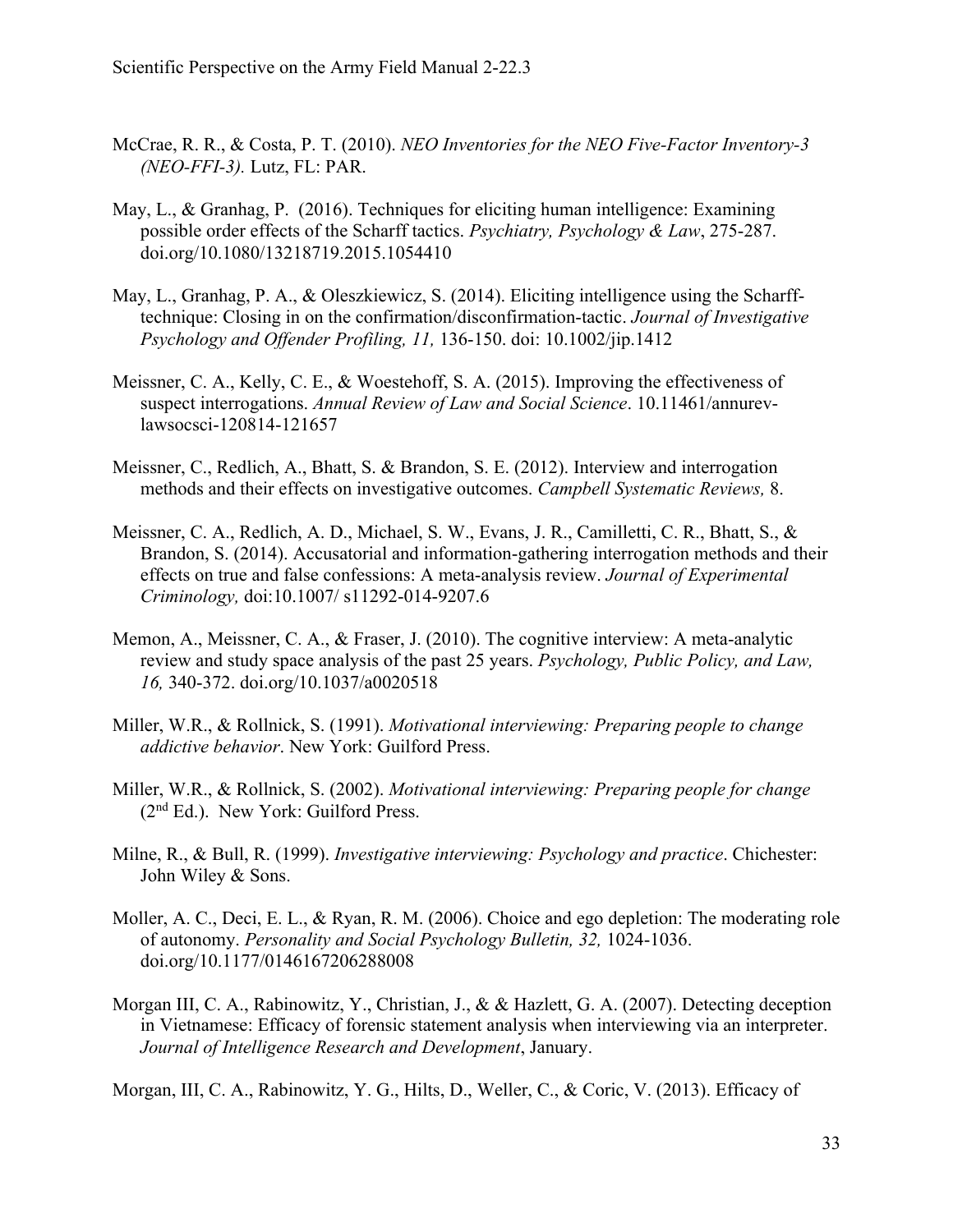McCrae, R. R., & Costa, P. T. (2010). *NEO Inventories for the NEO Five-Factor Inventory-3 (NEO-FFI-3).* Lutz, FL: PAR.

May, L., & Granhag, P. (2016). Techniques for eliciting human intelligence: Examining possible order effects of the Scharff tactics. *Psychiatry, Psychology & Law*, 275-287. doi.org/10.1080/13218719.2015.1054410

May, L., Granhag, P. A., & Oleszkiewicz, S. (2014). Eliciting intelligence using the Scharff-technique: Closing in on the confirmation/disconfirmation-tactic. *Journal of Investigative Psychology and Offender Profiling, 11,* 136-150. doi: 10.1002/jip.1412

Meissner, C. A., Kelly, C. E., & Woestehoff, S. A. (2015). Improving the effectiveness of suspect interrogations. *Annual Review of Law and Social Science*. 10.11461/annurev-lawsocsci-120814-121657

Meissner, C., Redlich, A., Bhatt, S. & Brandon, S. E. (2012). Interview and interrogation methods and their effects on investigative outcomes. *Campbell Systematic Reviews,* 8.

Meissner, C. A., Redlich, A. D., Michael, S. W., Evans, J. R., Camilletti, C. R., Bhatt, S., & Brandon, S. (2014). Accusatorial and information-gathering interrogation methods and their effects on true and false confessions: A meta-analysis review. *Journal of Experimental Criminology,* doi:10.1007/ s11292-014-9207.6

Memon, A., Meissner, C. A., & Fraser, J. (2010). The cognitive interview: A meta-analytic review and study space analysis of the past 25 years. *Psychology, Public Policy, and Law, 16,* 340-372. doi.org/10.1037/a0020518

Miller, W.R., & Rollnick, S. (1991). *Motivational interviewing: Preparing people to change addictive behavior*. New York: Guilford Press.

Miller, W.R., & Rollnick, S. (2002). *Motivational interviewing: Preparing people for change* (2nd Ed.). New York: Guilford Press.

Milne, R., & Bull, R. (1999). *Investigative interviewing: Psychology and practice*. Chichester: John Wiley & Sons.

Moller, A. C., Deci, E. L., & Ryan, R. M. (2006). Choice and ego depletion: The moderating role of autonomy. *Personality and Social Psychology Bulletin, 32,* 1024-1036. doi.org/10.1177/0146167206288008

Morgan III, C. A., Rabinowitz, Y., Christian, J., & & Hazlett, G. A. (2007). Detecting deception in Vietnamese: Efficacy of forensic statement analysis when interviewing via an interpreter. *Journal of Intelligence Research and Development*, January.

Morgan, III, C. A., Rabinowitz, Y. G., Hilts, D., Weller, C., & Coric, V. (2013). Efficacy of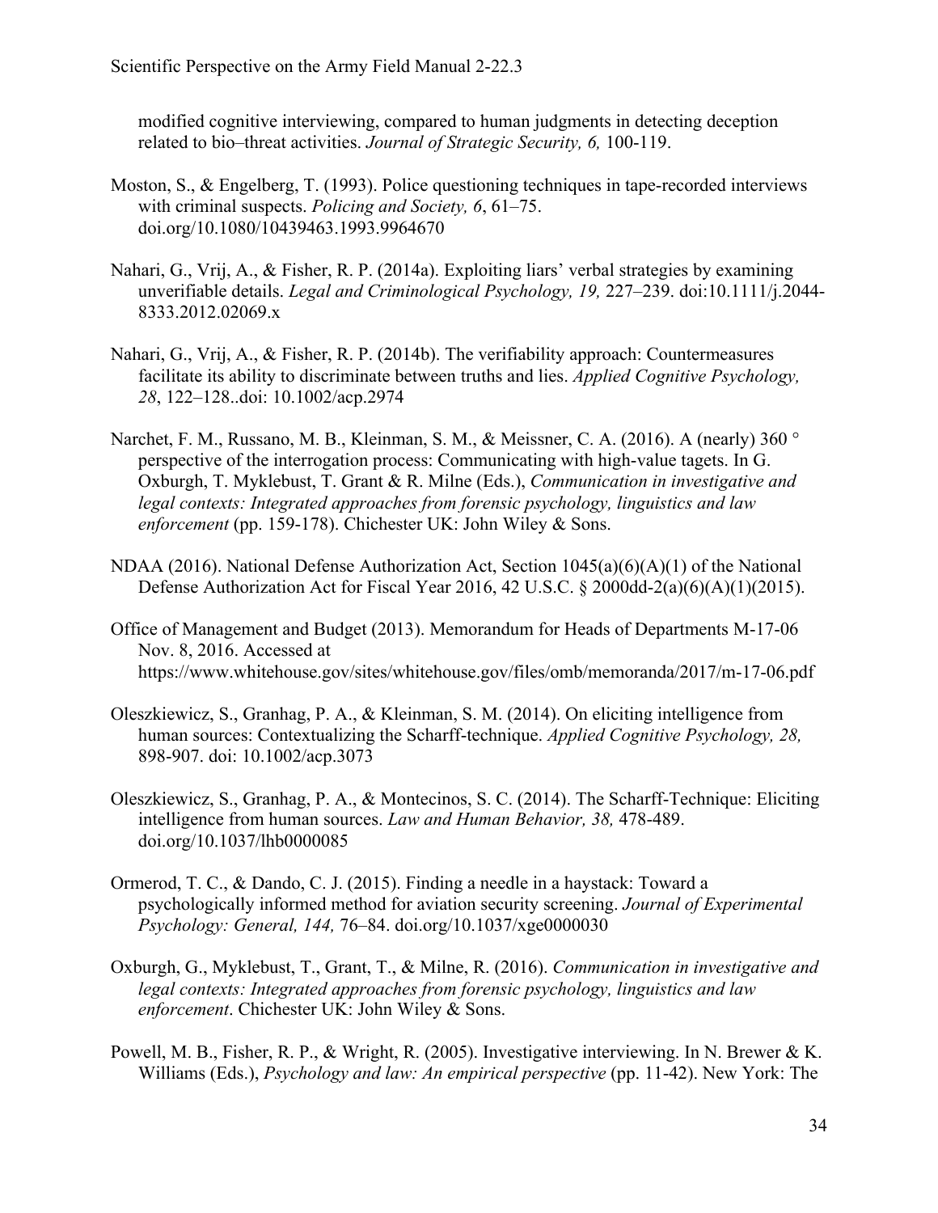modified cognitive interviewing, compared to human judgments in detecting deception related to bio–threat activities. *Journal of Strategic Security, 6,* 100-119.

Moston, S., & Engelberg, T. (1993). Police questioning techniques in tape-recorded interviews with criminal suspects. *Policing and Society, 6*, 61–75. doi.org/10.1080/10439463.1993.9964670

Nahari, G., Vrij, A., & Fisher, R. P. (2014a). Exploiting liars' verbal strategies by examining unverifiable details. *Legal and Criminological Psychology, 19,* 227–239. doi:10.1111/j.2044-8333.2012.02069.x

Nahari, G., Vrij, A., & Fisher, R. P. (2014b). The verifiability approach: Countermeasures facilitate its ability to discriminate between truths and lies. *Applied Cognitive Psychology, 28*, 122–128..doi: 10.1002/acp.2974

Narchet, F. M., Russano, M. B., Kleinman, S. M., & Meissner, C. A. (2016). A (nearly) 360 ° perspective of the interrogation process: Communicating with high-value tagets. In G. Oxburgh, T. Myklebust, T. Grant & R. Milne (Eds.), *Communication in investigative and legal contexts: Integrated approaches from forensic psychology, linguistics and law enforcement* (pp. 159-178). Chichester UK: John Wiley & Sons.

NDAA (2016). National Defense Authorization Act, Section 1045(a)(6)(A)(1) of the National Defense Authorization Act for Fiscal Year 2016, 42 U.S.C. § 2000dd-2(a)(6)(A)(1)(2015).

Office of Management and Budget (2013). Memorandum for Heads of Departments M-17-06 Nov. 8, 2016. Accessed at https://www.whitehouse.gov/sites/whitehouse.gov/files/omb/memoranda/2017/m-17-06.pdf

Oleszkiewicz, S., Granhag, P. A., & Kleinman, S. M. (2014). On eliciting intelligence from human sources: Contextualizing the Scharff-technique. *Applied Cognitive Psychology, 28,* 898-907. doi: 10.1002/acp.3073

Oleszkiewicz, S., Granhag, P. A., & Montecinos, S. C. (2014). The Scharff-Technique: Eliciting intelligence from human sources. *Law and Human Behavior, 38,* 478-489. doi.org/10.1037/lhb0000085

Ormerod, T. C., & Dando, C. J. (2015). Finding a needle in a haystack: Toward a psychologically informed method for aviation security screening. *Journal of Experimental Psychology: General, 144,* 76–84. doi.org/10.1037/xge0000030

Oxburgh, G., Myklebust, T., Grant, T., & Milne, R. (2016). *Communication in investigative and legal contexts: Integrated approaches from forensic psychology, linguistics and law enforcement*. Chichester UK: John Wiley & Sons.

Powell, M. B., Fisher, R. P., & Wright, R. (2005). Investigative interviewing. In N. Brewer & K. Williams (Eds.), *Psychology and law: An empirical perspective* (pp. 11-42). New York: The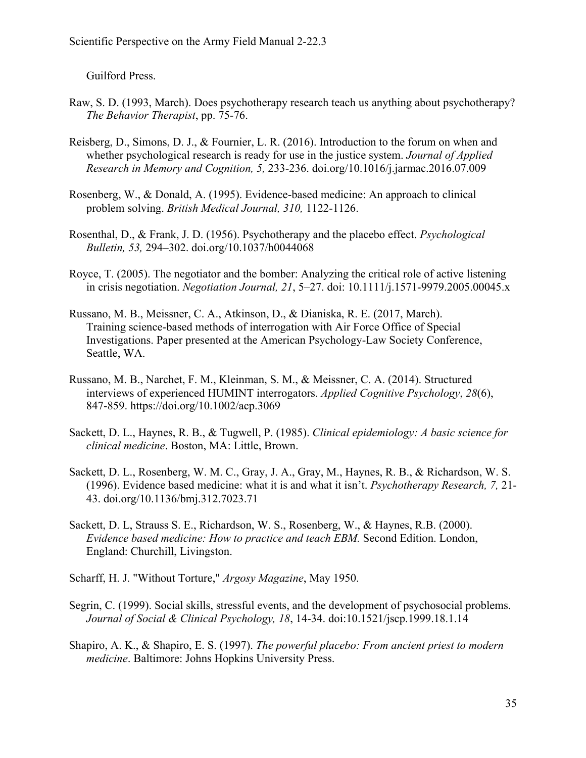Guilford Press.

Raw, S. D. (1993, March). Does psychotherapy research teach us anything about psychotherapy? *The Behavior Therapist*, pp. 75-76.

Reisberg, D., Simons, D. J., & Fournier, L. R. (2016). Introduction to the forum on when and whether psychological research is ready for use in the justice system. *Journal of Applied Research in Memory and Cognition, 5,* 233-236. doi.org/10.1016/j.jarmac.2016.07.009

Rosenberg, W., & Donald, A. (1995). Evidence-based medicine: An approach to clinical problem solving. *British Medical Journal, 310,* 1122-1126.

Rosenthal, D., & Frank, J. D. (1956). Psychotherapy and the placebo effect. *Psychological Bulletin, 53,* 294–302. doi.org/10.1037/h0044068

Royce, T. (2005). The negotiator and the bomber: Analyzing the critical role of active listening in crisis negotiation. *Negotiation Journal, 21*, 5–27. doi: 10.1111/j.1571-9979.2005.00045.x

Russano, M. B., Meissner, C. A., Atkinson, D., & Dianiska, R. E. (2017, March). Training science-based methods of interrogation with Air Force Office of Special Investigations. Paper presented at the American Psychology-Law Society Conference, Seattle, WA.

Russano, M. B., Narchet, F. M., Kleinman, S. M., & Meissner, C. A. (2014). Structured interviews of experienced HUMINT interrogators. *Applied Cognitive Psychology*, *28*(6), 847-859. https://doi.org/10.1002/acp.3069

Sackett, D. L., Haynes, R. B., & Tugwell, P. (1985). *Clinical epidemiology: A basic science for clinical medicine*. Boston, MA: Little, Brown.

Sackett, D. L., Rosenberg, W. M. C., Gray, J. A., Gray, M., Haynes, R. B., & Richardson, W. S. (1996). Evidence based medicine: what it is and what it isn't. *Psychotherapy Research, 7,* 21-43. doi.org/10.1136/bmj.312.7023.71

Sackett, D. L, Strauss S. E., Richardson, W. S., Rosenberg, W., & Haynes, R.B. (2000). *Evidence based medicine: How to practice and teach EBM.* Second Edition. London, England: Churchill, Livingston.

Scharff, H. J. "Without Torture," *Argosy Magazine*, May 1950.

Segrin, C. (1999). Social skills, stressful events, and the development of psychosocial problems. *Journal of Social & Clinical Psychology, 18*, 14-34. doi:10.1521/jscp.1999.18.1.14

Shapiro, A. K., & Shapiro, E. S. (1997). *The powerful placebo: From ancient priest to modern medicine*. Baltimore: Johns Hopkins University Press.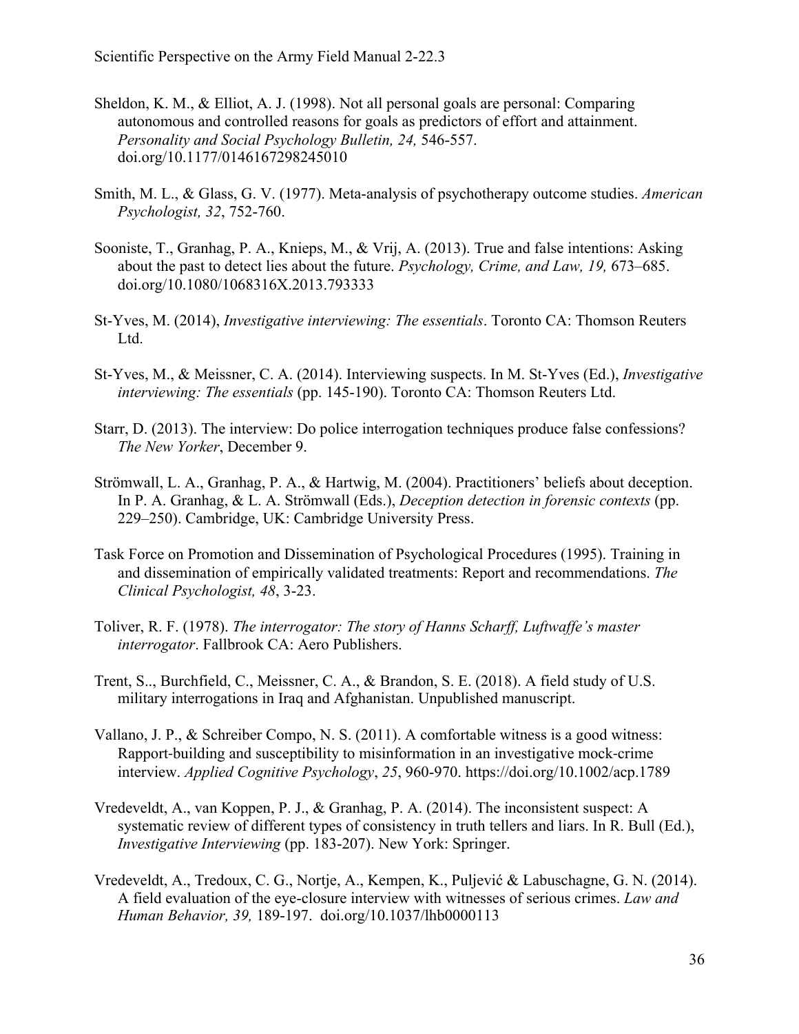Sheldon, K. M., & Elliot, A. J. (1998). Not all personal goals are personal: Comparing autonomous and controlled reasons for goals as predictors of effort and attainment. *Personality and Social Psychology Bulletin, 24,* 546-557. doi.org/10.1177/0146167298245010

Smith, M. L., & Glass, G. V. (1977). Meta-analysis of psychotherapy outcome studies. *American Psychologist, 32*, 752-760.

Sooniste, T., Granhag, P. A., Knieps, M., & Vrij, A. (2013). True and false intentions: Asking about the past to detect lies about the future. *Psychology, Crime, and Law, 19,* 673–685. doi.org/10.1080/1068316X.2013.793333

St-Yves, M. (2014), *Investigative interviewing: The essentials*. Toronto CA: Thomson Reuters Ltd.

St-Yves, M., & Meissner, C. A. (2014). Interviewing suspects. In M. St-Yves (Ed.), *Investigative interviewing: The essentials* (pp. 145-190). Toronto CA: Thomson Reuters Ltd.

Starr, D. (2013). The interview: Do police interrogation techniques produce false confessions? *The New Yorker*, December 9.

Strömwall, L. A., Granhag, P. A., & Hartwig, M. (2004). Practitioners' beliefs about deception. In P. A. Granhag, & L. A. Strömwall (Eds.), *Deception detection in forensic contexts* (pp. 229–250). Cambridge, UK: Cambridge University Press.

Task Force on Promotion and Dissemination of Psychological Procedures (1995). Training in and dissemination of empirically validated treatments: Report and recommendations. *The Clinical Psychologist, 48*, 3-23.

Toliver, R. F. (1978). *The interrogator: The story of Hanns Scharff, Luftwaffe's master interrogator*. Fallbrook CA: Aero Publishers.

Trent, S.., Burchfield, C., Meissner, C. A., & Brandon, S. E. (2018). A field study of U.S. military interrogations in Iraq and Afghanistan. Unpublished manuscript.

Vallano, J. P., & Schreiber Compo, N. S. (2011). A comfortable witness is a good witness: Rapport-building and susceptibility to misinformation in an investigative mock-crime interview. *Applied Cognitive Psychology*, *25*, 960-970. https://doi.org/10.1002/acp.1789

Vredeveldt, A., van Koppen, P. J., & Granhag, P. A. (2014). The inconsistent suspect: A systematic review of different types of consistency in truth tellers and liars. In R. Bull (Ed.), *Investigative Interviewing* (pp. 183-207). New York: Springer.

Vredeveldt, A., Tredoux, C. G., Nortje, A., Kempen, K., Puljević & Labuschagne, G. N. (2014). A field evaluation of the eye-closure interview with witnesses of serious crimes. *Law and Human Behavior, 39,* 189-197. doi.org/10.1037/lhb0000113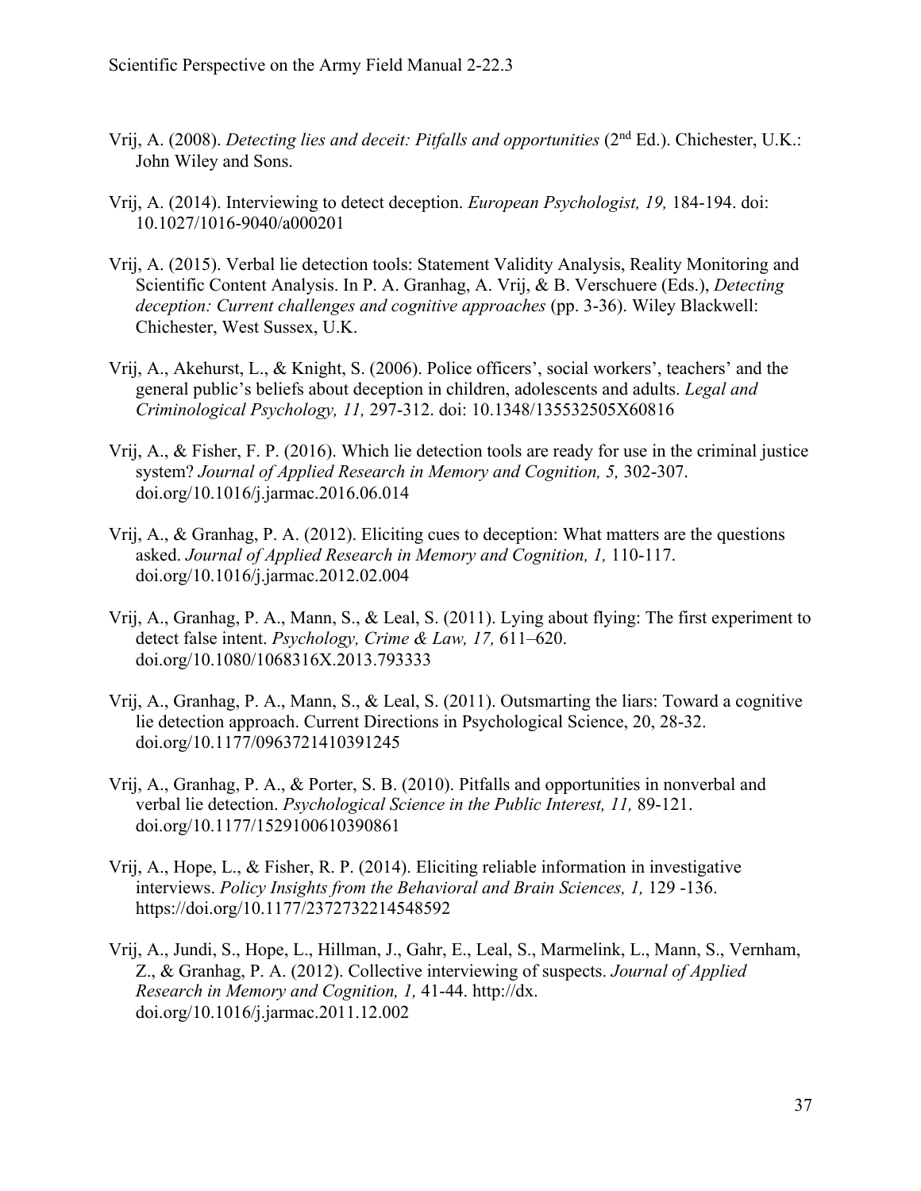Vrij, A. (2008). *Detecting lies and deceit: Pitfalls and opportunities* (2nd Ed.). Chichester, U.K.: John Wiley and Sons.

Vrij, A. (2014). Interviewing to detect deception. *European Psychologist, 19,* 184-194. doi: 10.1027/1016-9040/a000201

Vrij, A. (2015). Verbal lie detection tools: Statement Validity Analysis, Reality Monitoring and Scientific Content Analysis. In P. A. Granhag, A. Vrij, & B. Verschuere (Eds.), *Detecting deception: Current challenges and cognitive approaches* (pp. 3-36). Wiley Blackwell: Chichester, West Sussex, U.K.

Vrij, A., Akehurst, L., & Knight, S. (2006). Police officers', social workers', teachers' and the general public's beliefs about deception in children, adolescents and adults. *Legal and Criminological Psychology, 11,* 297-312. doi: 10.1348/135532505X60816

Vrij, A., & Fisher, F. P. (2016). Which lie detection tools are ready for use in the criminal justice system? *Journal of Applied Research in Memory and Cognition, 5,* 302-307. doi.org/10.1016/j.jarmac.2016.06.014

Vrij, A., & Granhag, P. A. (2012). Eliciting cues to deception: What matters are the questions asked. *Journal of Applied Research in Memory and Cognition, 1,* 110-117. doi.org/10.1016/j.jarmac.2012.02.004

Vrij, A., Granhag, P. A., Mann, S., & Leal, S. (2011). Lying about flying: The first experiment to detect false intent. *Psychology, Crime & Law, 17,* 611–620. doi.org/10.1080/1068316X.2013.793333

Vrij, A., Granhag, P. A., Mann, S., & Leal, S. (2011). Outsmarting the liars: Toward a cognitive lie detection approach. Current Directions in Psychological Science, 20, 28-32. doi.org/10.1177/0963721410391245

Vrij, A., Granhag, P. A., & Porter, S. B. (2010). Pitfalls and opportunities in nonverbal and verbal lie detection. *Psychological Science in the Public Interest, 11,* 89-121. doi.org/10.1177/1529100610390861

Vrij, A., Hope, L., & Fisher, R. P. (2014). Eliciting reliable information in investigative interviews. *Policy Insights from the Behavioral and Brain Sciences, 1,* 129 -136. https://doi.org/10.1177/2372732214548592

Vrij, A., Jundi, S., Hope, L., Hillman, J., Gahr, E., Leal, S., Marmelink, L., Mann, S., Vernham, Z., & Granhag, P. A. (2012). Collective interviewing of suspects. *Journal of Applied Research in Memory and Cognition, 1,* 41-44. http://dx. doi.org/10.1016/j.jarmac.2011.12.002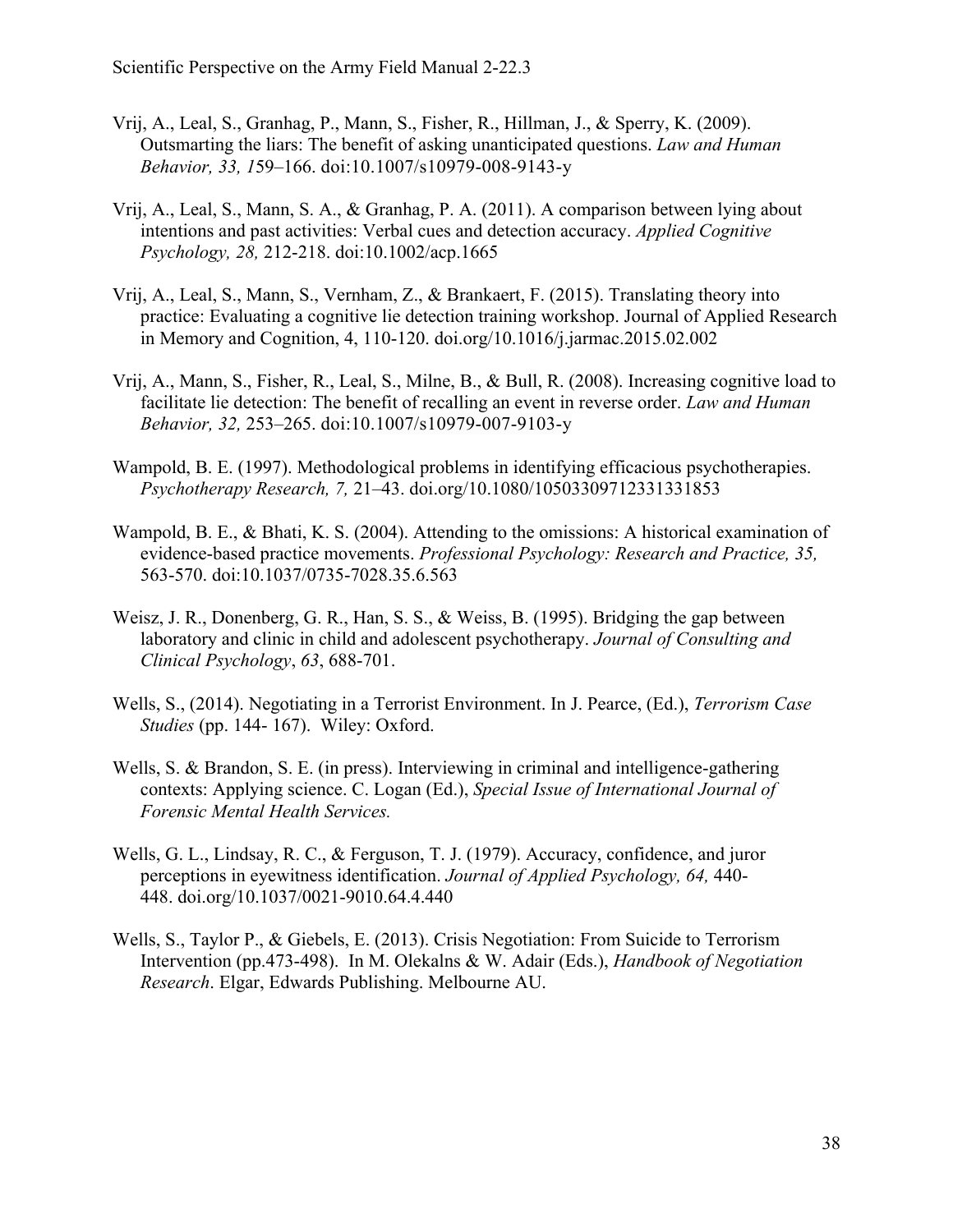Vrij, A., Leal, S., Granhag, P., Mann, S., Fisher, R., Hillman, J., & Sperry, K. (2009). Outsmarting the liars: The benefit of asking unanticipated questions. *Law and Human Behavior, 33, 1*59–166. doi:10.1007/s10979-008-9143-y

Vrij, A., Leal, S., Mann, S. A., & Granhag, P. A. (2011). A comparison between lying about intentions and past activities: Verbal cues and detection accuracy. *Applied Cognitive Psychology, 28,* 212-218. doi:10.1002/acp.1665

Vrij, A., Leal, S., Mann, S., Vernham, Z., & Brankaert, F. (2015). Translating theory into practice: Evaluating a cognitive lie detection training workshop. Journal of Applied Research in Memory and Cognition, 4, 110-120. doi.org/10.1016/j.jarmac.2015.02.002

Vrij, A., Mann, S., Fisher, R., Leal, S., Milne, B., & Bull, R. (2008). Increasing cognitive load to facilitate lie detection: The benefit of recalling an event in reverse order. *Law and Human Behavior, 32,* 253–265. doi:10.1007/s10979-007-9103-y

Wampold, B. E. (1997). Methodological problems in identifying efficacious psychotherapies. *Psychotherapy Research, 7,* 21–43. doi.org/10.1080/10503309712331331853

Wampold, B. E., & Bhati, K. S. (2004). Attending to the omissions: A historical examination of evidence-based practice movements. *Professional Psychology: Research and Practice, 35,* 563-570. doi:10.1037/0735-7028.35.6.563

Weisz, J. R., Donenberg, G. R., Han, S. S., & Weiss, B. (1995). Bridging the gap between laboratory and clinic in child and adolescent psychotherapy. *Journal of Consulting and Clinical Psychology*, *63*, 688-701.

Wells, S., (2014). Negotiating in a Terrorist Environment. In J. Pearce, (Ed.), *Terrorism Case Studies* (pp. 144- 167). Wiley: Oxford.

Wells, S. & Brandon, S. E. (in press). Interviewing in criminal and intelligence-gathering contexts: Applying science. C. Logan (Ed.), *Special Issue of International Journal of Forensic Mental Health Services.*

Wells, G. L., Lindsay, R. C., & Ferguson, T. J. (1979). Accuracy, confidence, and juror perceptions in eyewitness identification. *Journal of Applied Psychology, 64,* 440-448. doi.org/10.1037/0021-9010.64.4.440

Wells, S., Taylor P., & Giebels, E. (2013). Crisis Negotiation: From Suicide to Terrorism Intervention (pp.473-498). In M. Olekalns & W. Adair (Eds.), *Handbook of Negotiation Research*. Elgar, Edwards Publishing. Melbourne AU.